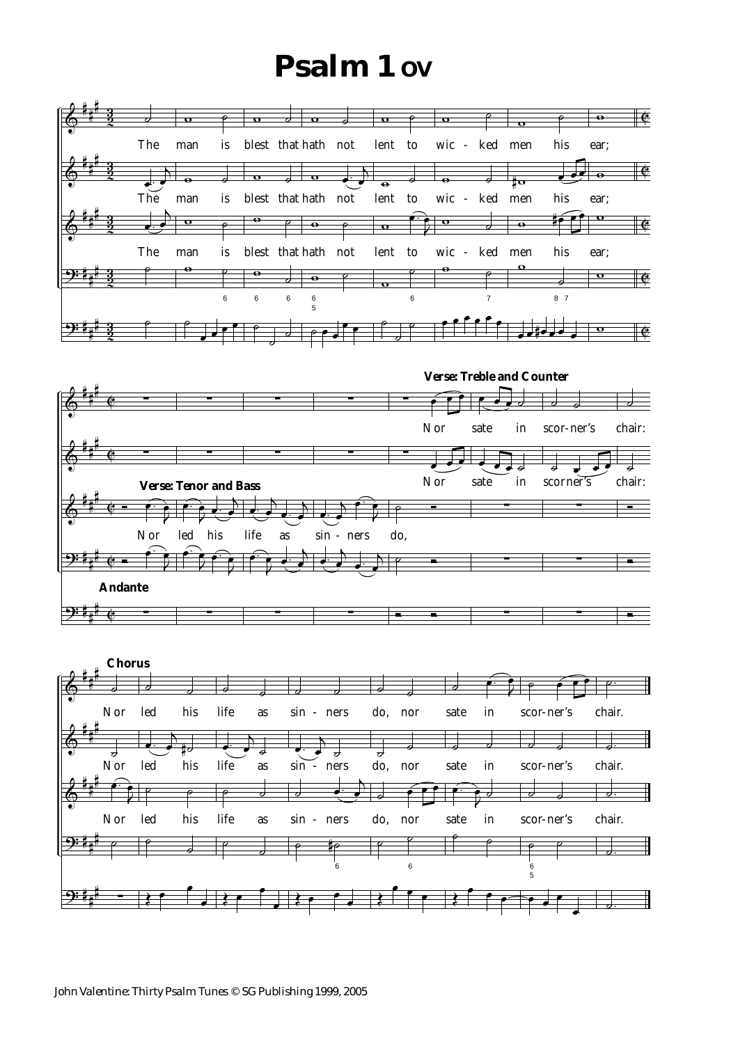# Psalm 1 OV

The man is blest that hath not lent to wic - ked men his ear;

**Andante**

**Verse: Tenor and Bass**

Nor led his life as sin - ners do,

**Verse: Treble and Counter**

Nor sate in scor-ner's chair:

**Chorus**

Nor led his life as sin - ners do, nor sate in scor-ner's chair.

John Valentine: Thirty Psalm Tunes © SG Publishing 1999, 2005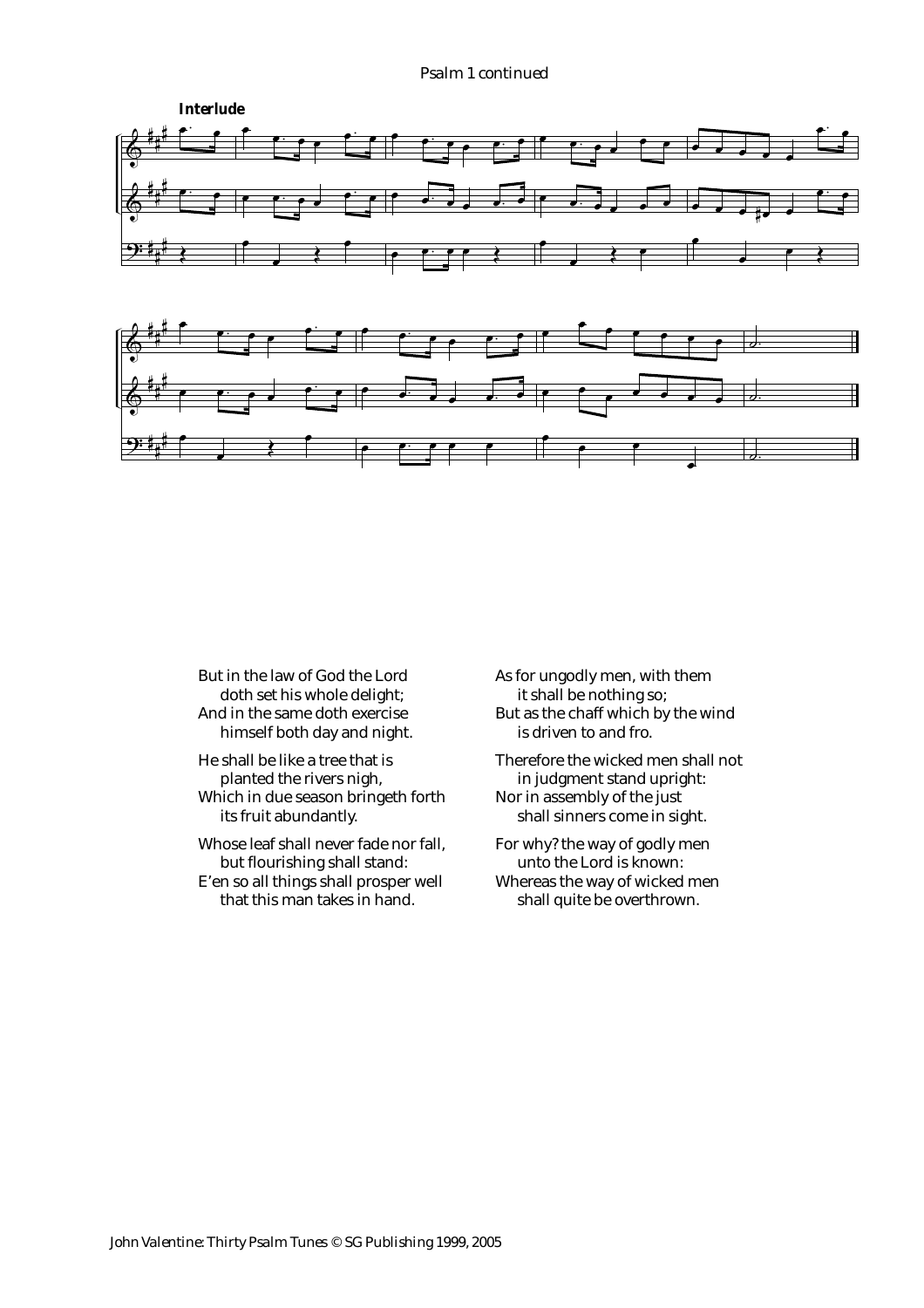Psalm 1 continued

**Interlude**

But in the law of God the Lord
    doth set his whole delight;
And in the same doth exercise
    himself both day and night.

He shall be like a tree that is
    planted the rivers nigh,
Which in due season bringeth forth
    its fruit abundantly.

Whose leaf shall never fade nor fall,
    but flourishing shall stand:
E'en so all things shall prosper well
    that this man takes in hand.

As for ungodly men, with them
    it shall be nothing so;
But as the chaff which by the wind
    is driven to and fro.

Therefore the wicked men shall not
    in judgment stand upright:
Nor in assembly of the just
    shall sinners come in sight.

For why? the way of godly men
    unto the Lord is known:
Whereas the way of wicked men
    shall quite be overthrown.

John Valentine: Thirty Psalm Tunes © SG Publishing 1999, 2005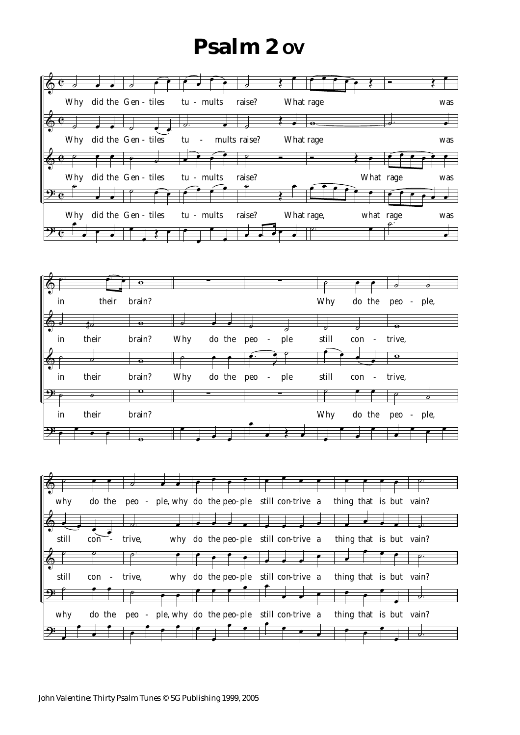# Psalm 2 ov

Why did the Gentiles tumults raise? What rage was in their brain? Why do the people, why do the people, why do the people still contrive a thing that is but vain?

John Valentine: Thirty Psalm Tunes © SG Publishing 1999, 2005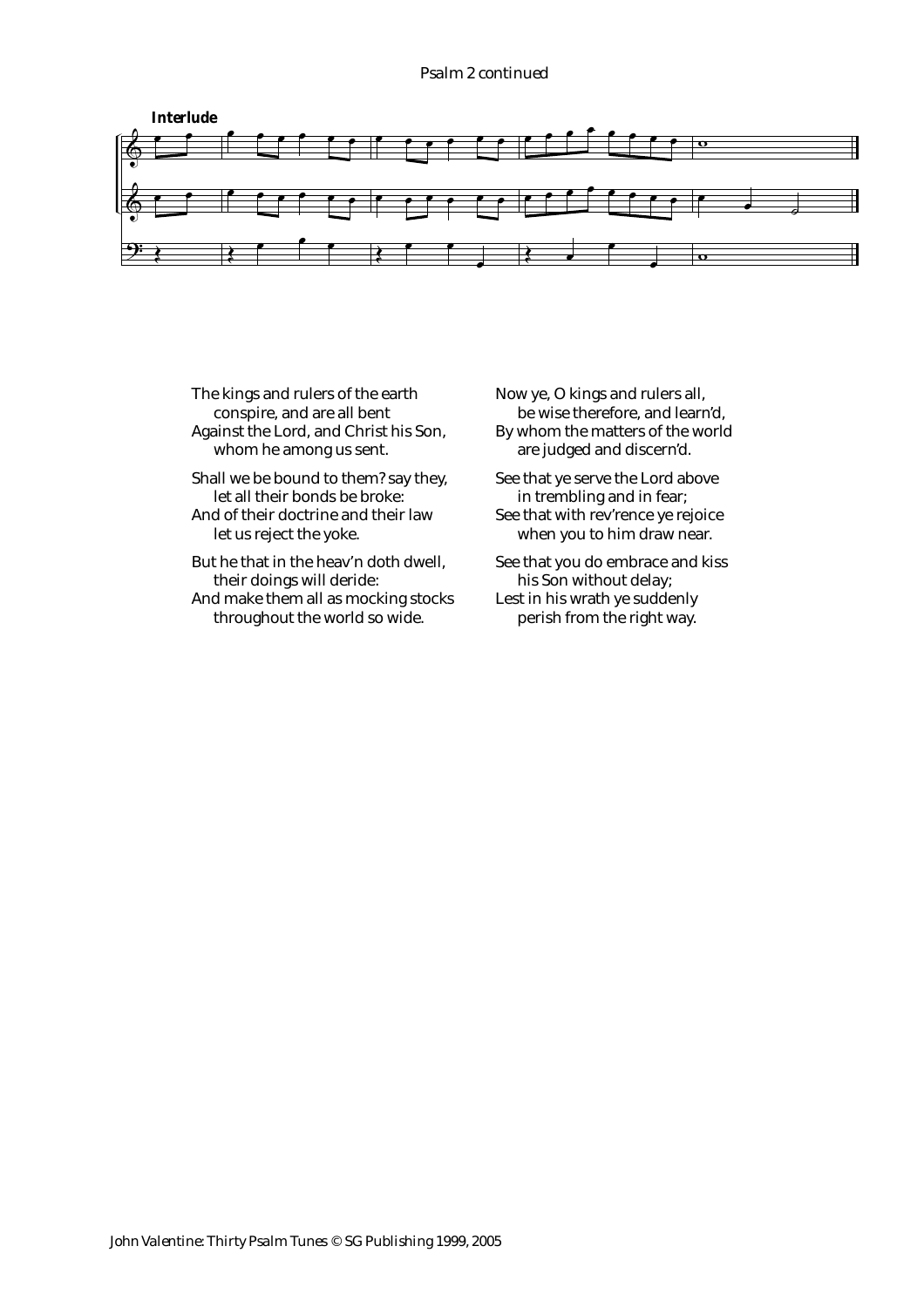*Psalm 2 continued*

**Interlude**

The kings and rulers of the earth
  conspire, and are all bent
Against the Lord, and Christ his Son,
  whom he among us sent.

Shall we be bound to them? say they,
  let all their bonds be broke:
And of their doctrine and their law
  let us reject the yoke.

But he that in the heav'n doth dwell,
  their doings will deride:
And make them all as mocking stocks
  throughout the world so wide.

Now ye, O kings and rulers all,
  be wise therefore, and learn'd,
By whom the matters of the world
  are judged and discern'd.

See that ye serve the Lord above
  in trembling and in fear;
See that with rev'rence ye rejoice
  when you to him draw near.

See that you do embrace and kiss
  his Son without delay;
Lest in his wrath ye suddenly
  perish from the right way.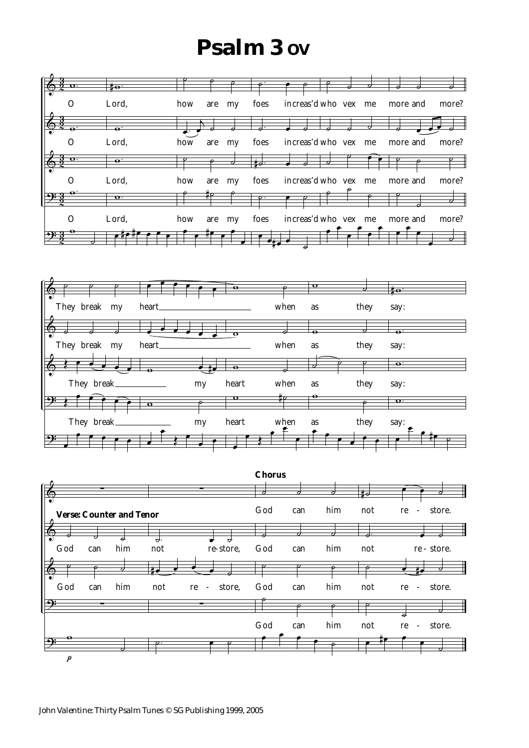# Psalm 3 OV

O Lord, how are my foes increas'd who vex me more and more?

They break my heart when as they say:

**Verse: Counter and Tenor**

God can him not re-store,

**Chorus**

God can him not re-store.

John Valentine: Thirty Psalm Tunes © SG Publishing 1999, 2005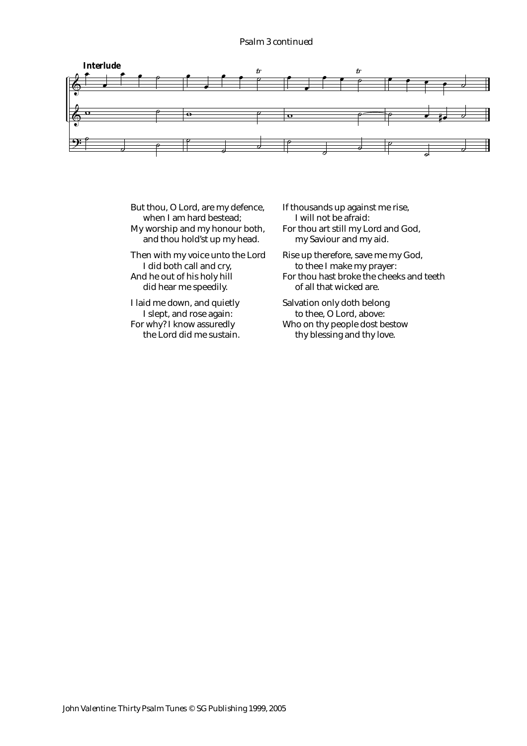**Interlude**

But thou, O Lord, are my defence,
    when I am hard bestead;
My worship and my honour both,
    and thou hold'st up my head.

Then with my voice unto the Lord
    I did both call and cry,
And he out of his holy hill
    did hear me speedily.

I laid me down, and quietly
    I slept, and rose again:
For why? I know assuredly
    the Lord did me sustain.

If thousands up against me rise,
    I will not be afraid:
For thou art still my Lord and God,
    my Saviour and my aid.

Rise up therefore, save me my God,
    to thee I make my prayer:
For thou hast broke the cheeks and teeth
    of all that wicked are.

Salvation only doth belong
    to thee, O Lord, above:
Who on thy people dost bestow
    thy blessing and thy love.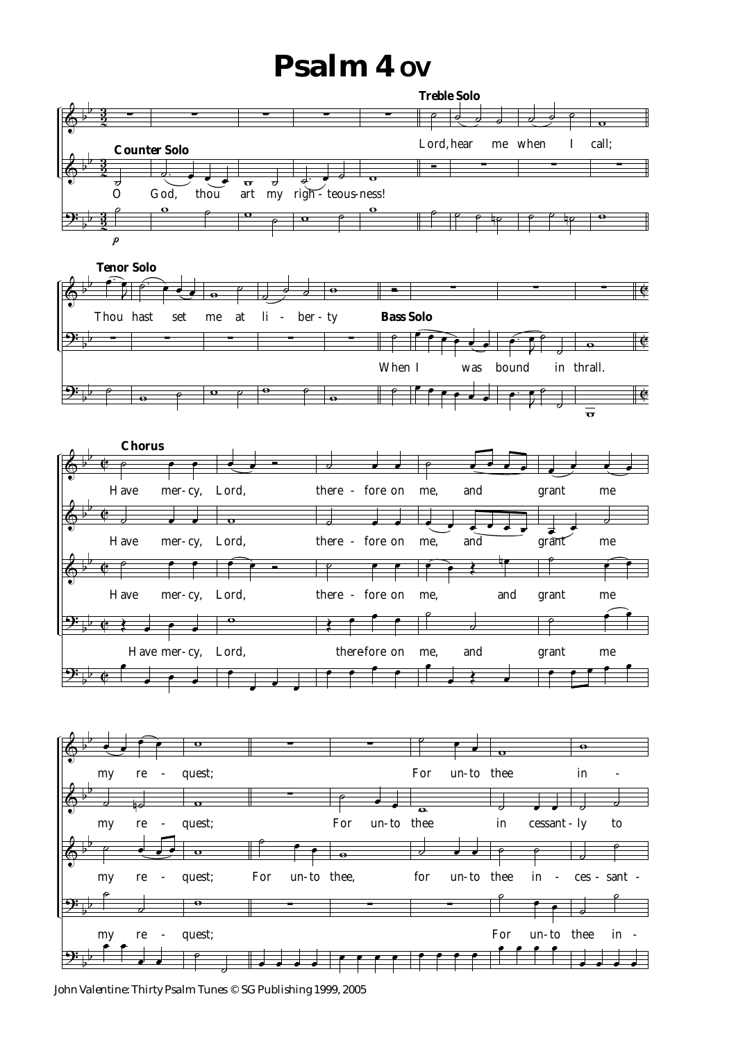# Psalm 4 OV

**Counter Solo**

O God, thou art my righ-teous-ness!

**Treble Solo**

Lord, hear me when I call;

**Tenor Solo**

Thou hast set me at li-ber-ty

**Bass Solo**

When I was bound in thrall.

**Chorus**

Have mer-cy, Lord, there-fore on me, and grant me my re-quest;

For un-to thee in-cessant-ly to

For un-to thee, for un-to thee in-ces-sant-

For un-to thee in-

John Valentine: Thirty Psalm Tunes © SG Publishing 1999, 2005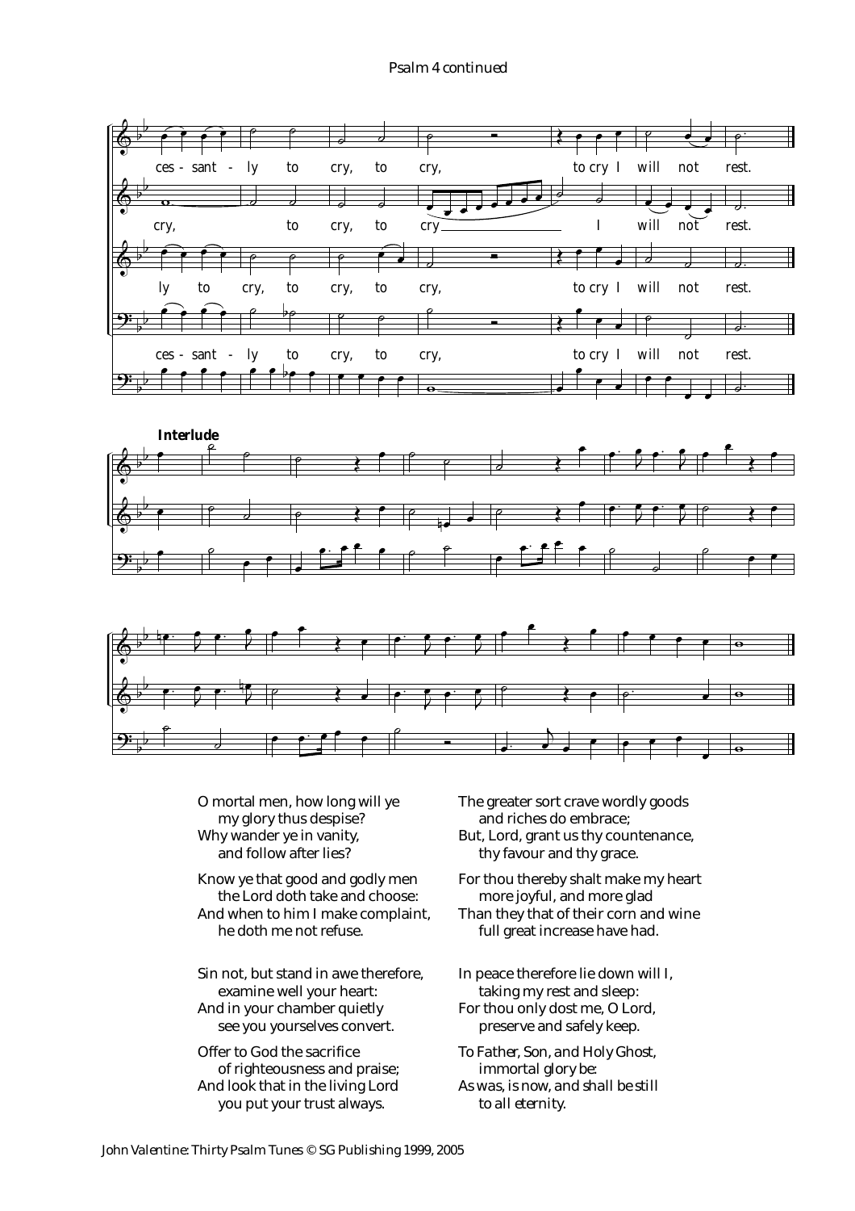Interlude

O mortal men, how long will ye
 my glory thus despise?
Why wander ye in vanity,
 and follow after lies?

Know ye that good and godly men
 the Lord doth take and choose:
And when to him I make complaint,
 he doth me not refuse.

Sin not, but stand in awe therefore,
 examine well your heart:
And in your chamber quietly
 see you yourselves convert.

Offer to God the sacrifice
 of righteousness and praise;
And look that in the living Lord
 you put your trust always.

The greater sort crave wordly goods
 and riches do embrace;
But, Lord, grant us thy countenance,
 thy favour and thy grace.

For thou thereby shalt make my heart
 more joyful, and more glad
Than they that of their corn and wine
 full great increase have had.

In peace therefore lie down will I,
 taking my rest and sleep:
For thou only dost me, O Lord,
 preserve and safely keep.

*To Father, Son, and Holy Ghost,*
 *immortal glory be:*
*As was, is now, and shall be still*
 *to all eternity.*

*John Valentine: Thirty Psalm Tunes © SG Publishing 1999, 2005*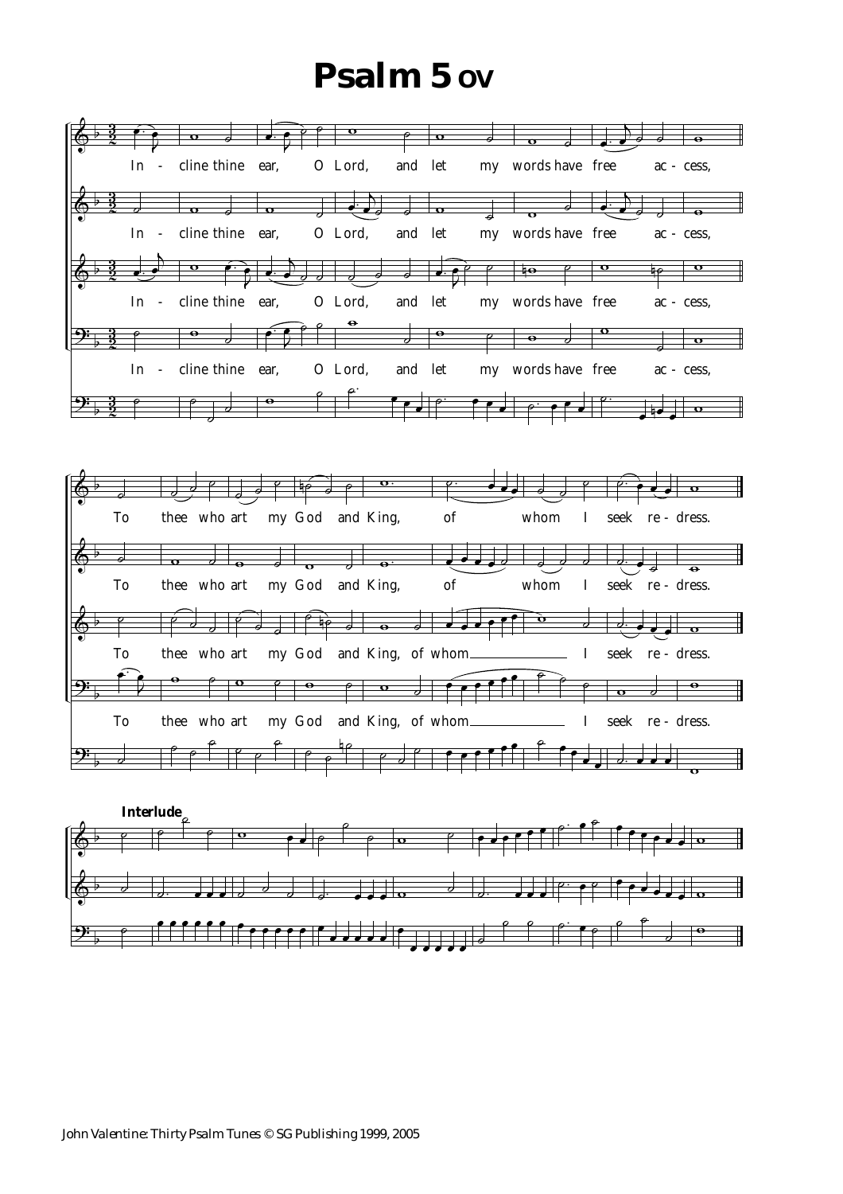# Psalm 5 ov

In - cline thine ear, O Lord, and let my words have free ac - cess,

To thee who art my God and King, of whom I seek re - dress.

**Interlude**

John Valentine: Thirty Psalm Tunes © SG Publishing 1999, 2005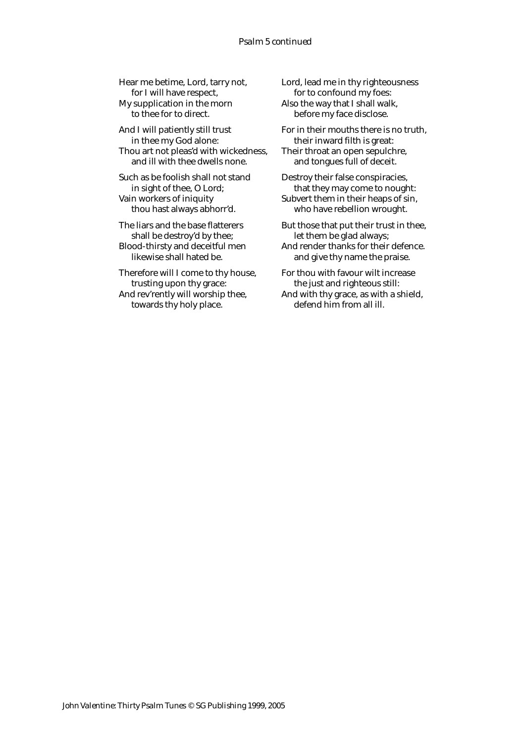*Psalm 5 continued*

Hear me betime, Lord, tarry not,
  for I will have respect,
My supplication in the morn
  to thee for to direct.

And I will patiently still trust
  in thee my God alone:
Thou art not pleas'd with wickedness,
  and ill with thee dwells none.

Such as be foolish shall not stand
  in sight of thee, O Lord;
Vain workers of iniquity
  thou hast always abhorr'd.

The liars and the base flatterers
  shall be destroy'd by thee;
Blood-thirsty and deceitful men
  likewise shall hated be.

Therefore will I come to thy house,
  trusting upon thy grace:
And rev'rently will worship thee,
  towards thy holy place.

Lord, lead me in thy righteousness
  for to confound my foes:
Also the way that I shall walk,
  before my face disclose.

For in their mouths there is no truth,
  their inward filth is great:
Their throat an open sepulchre,
  and tongues full of deceit.

Destroy their false conspiracies,
  that they may come to nought:
Subvert them in their heaps of sin,
  who have rebellion wrought.

But those that put their trust in thee,
  let them be glad always;
And render thanks for their defence.
  and give thy name the praise.

For thou with favour wilt increase
  the just and righteous still:
And with thy grace, as with a shield,
  defend him from all ill.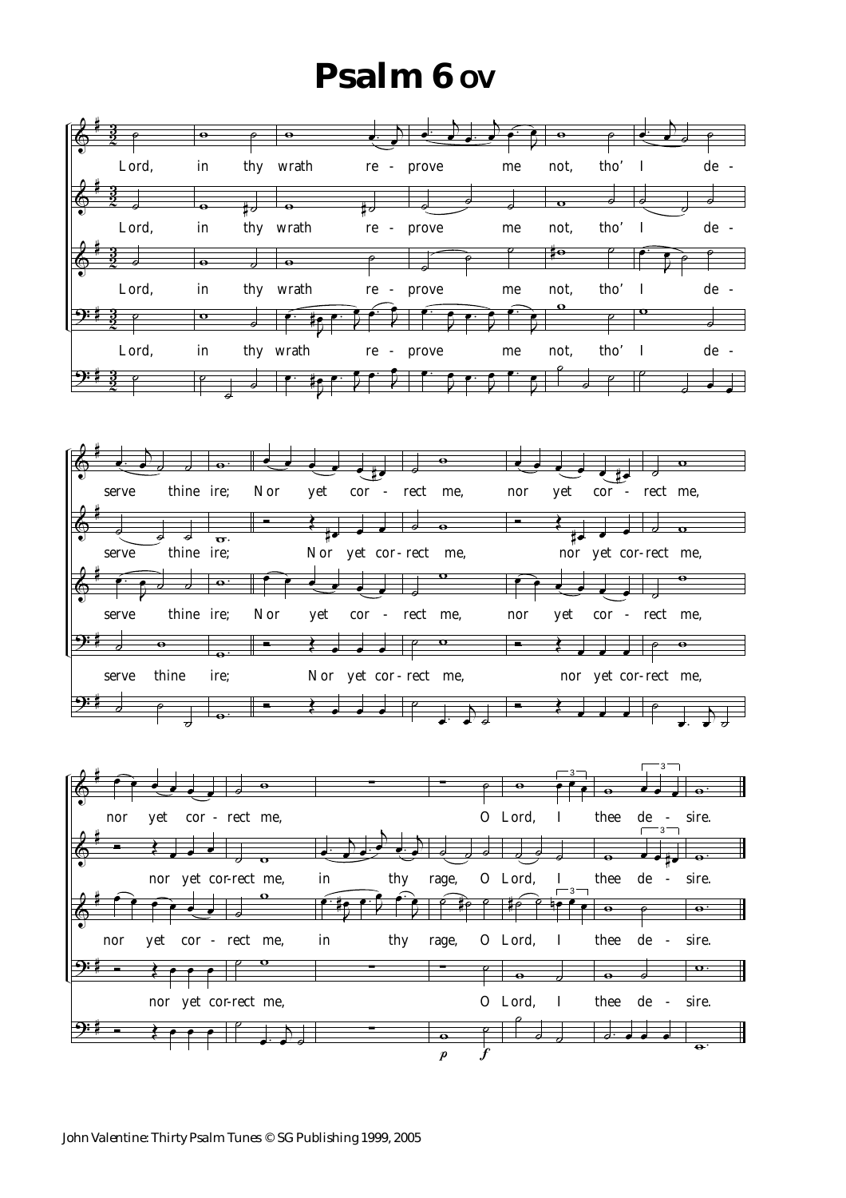# Psalm 6 OV

Lord, in thy wrath re - prove me not, tho' I de - serve thine ire; Nor yet cor - rect me, nor yet cor - rect me, nor yet cor - rect me, O Lord, I thee de - sire.

Lord, in thy wrath re - prove me not, tho' I de - serve thine ire; Nor yet cor-rect me, nor yet cor-rect me, nor yet cor-rect me, in thy rage, O Lord, I thee de - sire.

Lord, in thy wrath re - prove me not, tho' I de - serve thine ire; Nor yet cor - rect me, nor yet cor - rect me, nor yet cor - rect me, in thy rage, O Lord, I thee de - sire.

Lord, in thy wrath re - prove me not, tho' I de - serve thine ire; Nor yet cor-rect me, nor yet cor-rect me, nor yet cor-rect me, O Lord, I thee de - sire.

*p* *f*

John Valentine: Thirty Psalm Tunes © SG Publishing 1999, 2005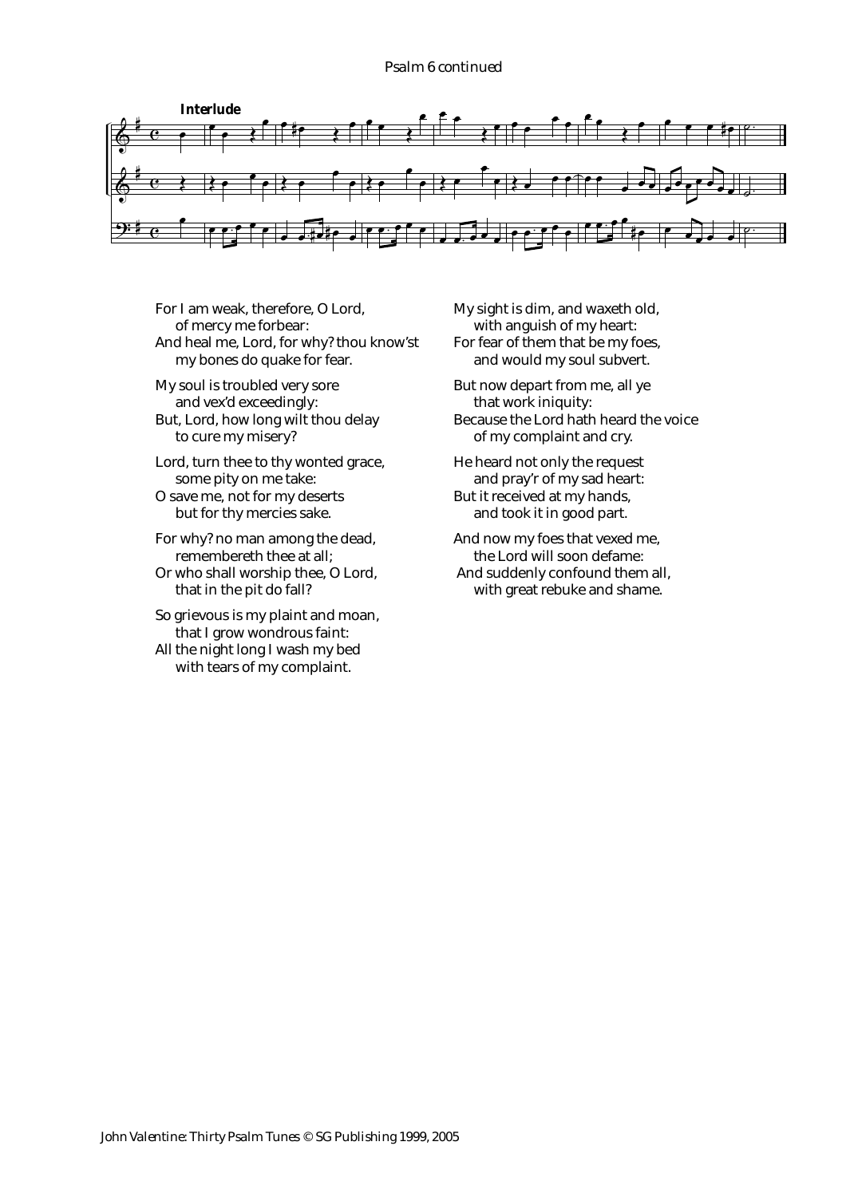Psalm 6 continued

**Interlude**

For I am weak, therefore, O Lord,
  of mercy me forbear:
And heal me, Lord, for why? thou know'st
  my bones do quake for fear.

My soul is troubled very sore
  and vex'd exceedingly:
But, Lord, how long wilt thou delay
  to cure my misery?

Lord, turn thee to thy wonted grace,
  some pity on me take:
O save me, not for my deserts
  but for thy mercies sake.

For why? no man among the dead,
  remembereth thee at all;
Or who shall worship thee, O Lord,
  that in the pit do fall?

So grievous is my plaint and moan,
  that I grow wondrous faint:
All the night long I wash my bed
  with tears of my complaint.

My sight is dim, and waxeth old,
  with anguish of my heart:
For fear of them that be my foes,
  and would my soul subvert.

But now depart from me, all ye
  that work iniquity:
Because the Lord hath heard the voice
  of my complaint and cry.

He heard not only the request
  and pray'r of my sad heart:
But it received at my hands,
  and took it in good part.

And now my foes that vexed me,
  the Lord will soon defame:
And suddenly confound them all,
  with great rebuke and shame.

John Valentine: Thirty Psalm Tunes © SG Publishing 1999, 2005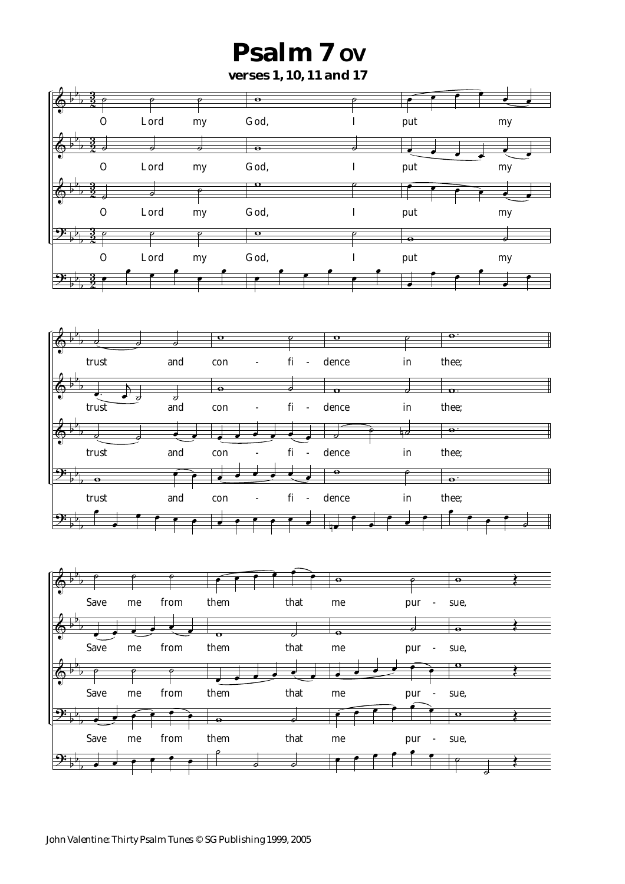# Psalm 7 ov

**verses 1, 10, 11 and 17**

O Lord my God, I put my trust and con - fi - dence in thee;

Save me from them that me pur - sue,

John Valentine: Thirty Psalm Tunes © SG Publishing 1999, 2005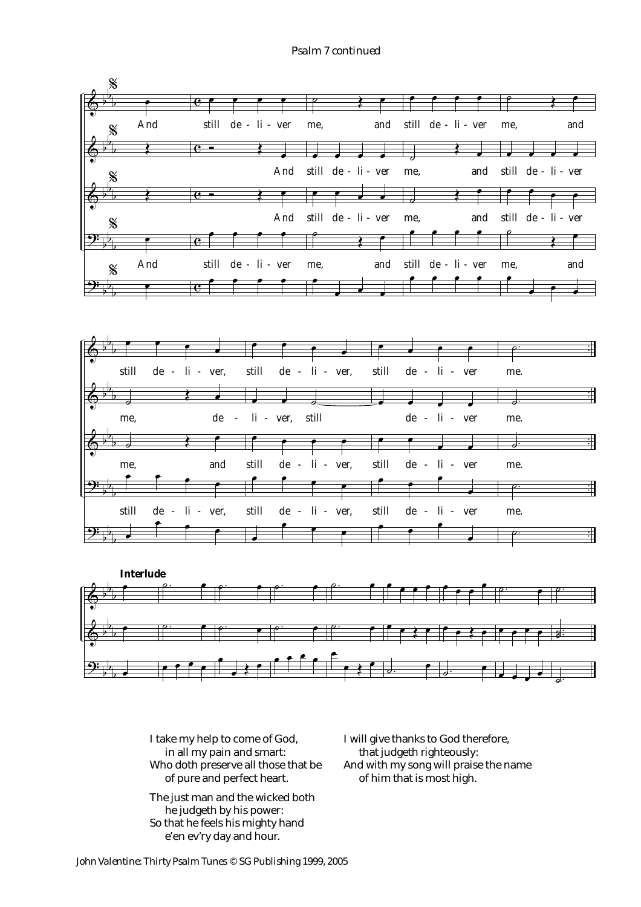Psalm 7 continued

And still de - li - ver me, and still de - li - ver me, and still de - li - ver, still de - li - ver, still de - li - ver me.

And still de - li - ver me, and still de - li - ver me, de - li - ver, still de - li - ver me.

And still de - li - ver me, and still de - li - ver me, and still de - li - ver, still de - li - ver me.

And still de - li - ver me, and still de - li - ver me, and still de - li - ver, still de - li - ver, still de - li - ver me.

**Interlude**

I take my help to come of God,
in all my pain and smart:
Who doth preserve all those that be
of pure and perfect heart.

The just man and the wicked both
he judgeth by his power:
So that he feels his mighty hand
e'en ev'ry day and hour.

I will give thanks to God therefore,
that judgeth righteously:
And with my song will praise the name
of him that is most high.

John Valentine: Thirty Psalm Tunes © SG Publishing 1999, 2005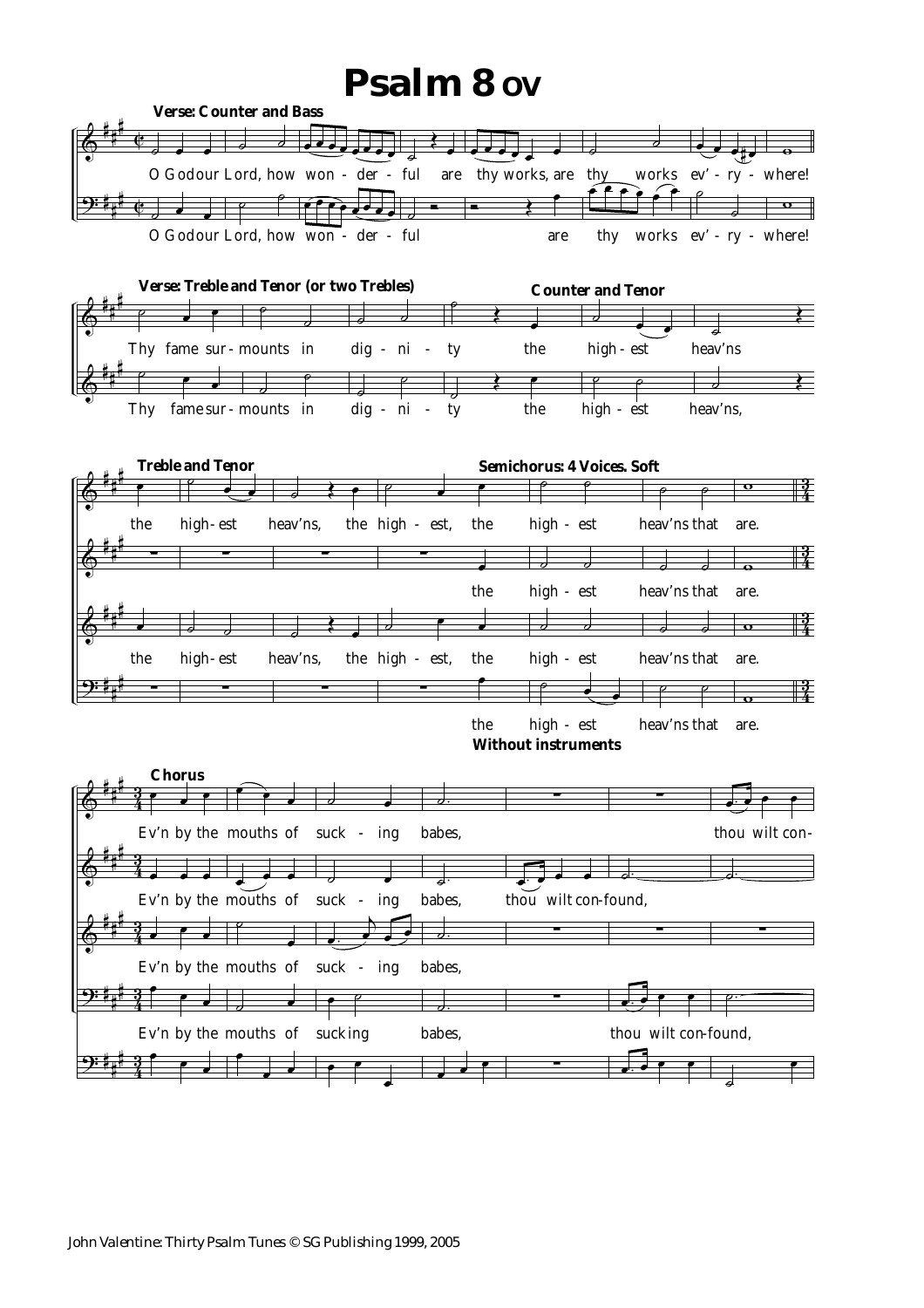# Psalm 8 OV

**Verse: Counter and Bass**

O God our Lord, how won - der - ful are thy works, are thy works ev' - ry - where!

O God our Lord, how won - der - ful are thy works ev' - ry - where!

**Verse: Treble and Tenor (or two Trebles)**

Thy fame sur - mounts in dig - ni - ty

**Counter and Tenor**

the high - est heav'ns

Thy fame sur - mounts in dig - ni - ty the high - est heav'ns,

**Treble and Tenor**

the high - est heav'ns, the high - est,

**Semichorus: 4 Voices. Soft**

the high - est heav'ns that are.

the high - est heav'ns that are.

the high - est heav'ns, the high - est, the high - est heav'ns that are.

the high - est heav'ns that are.

**Without instruments**

**Chorus**

Ev'n by the mouths of suck - ing babes, thou wilt con-

Ev'n by the mouths of suck - ing babes, thou wilt con-found,

Ev'n by the mouths of suck - ing babes,

Ev'n by the mouths of suck ing babes, thou wilt con-found,

John Valentine: Thirty Psalm Tunes © SG Publishing 1999, 2005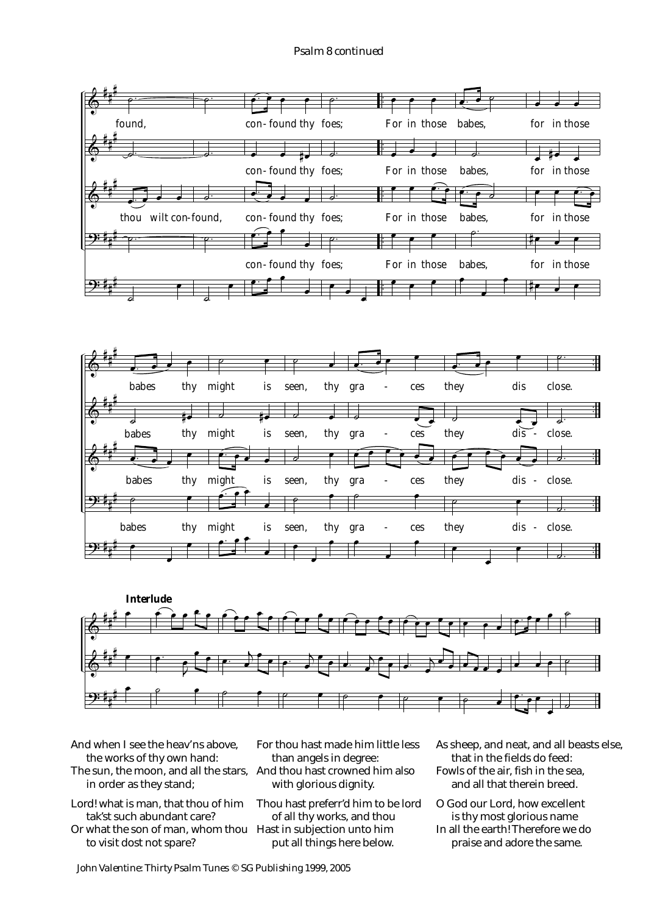Psalm 8 continued

**Interlude**

And when I see the heav'ns above,
the works of thy own hand:
The sun, the moon, and all the stars,
in order as they stand;

Lord! what is man, that thou of him
tak'st such abundant care?
Or what the son of man, whom thou
to visit dost not spare?

For thou hast made him little less
than angels in degree:
And thou hast crowned him also
with glorious dignity.

Thou hast preferr'd him to be lord
of all thy works, and thou
Hast in subjection unto him
put all things here below.

As sheep, and neat, and all beasts else,
that in the fields do feed:
Fowls of the air, fish in the sea,
and all that therein breed.

O God our Lord, how excellent
is thy most glorious name
In all the earth! Therefore we do
praise and adore the same.

John Valentine: Thirty Psalm Tunes © SG Publishing 1999, 2005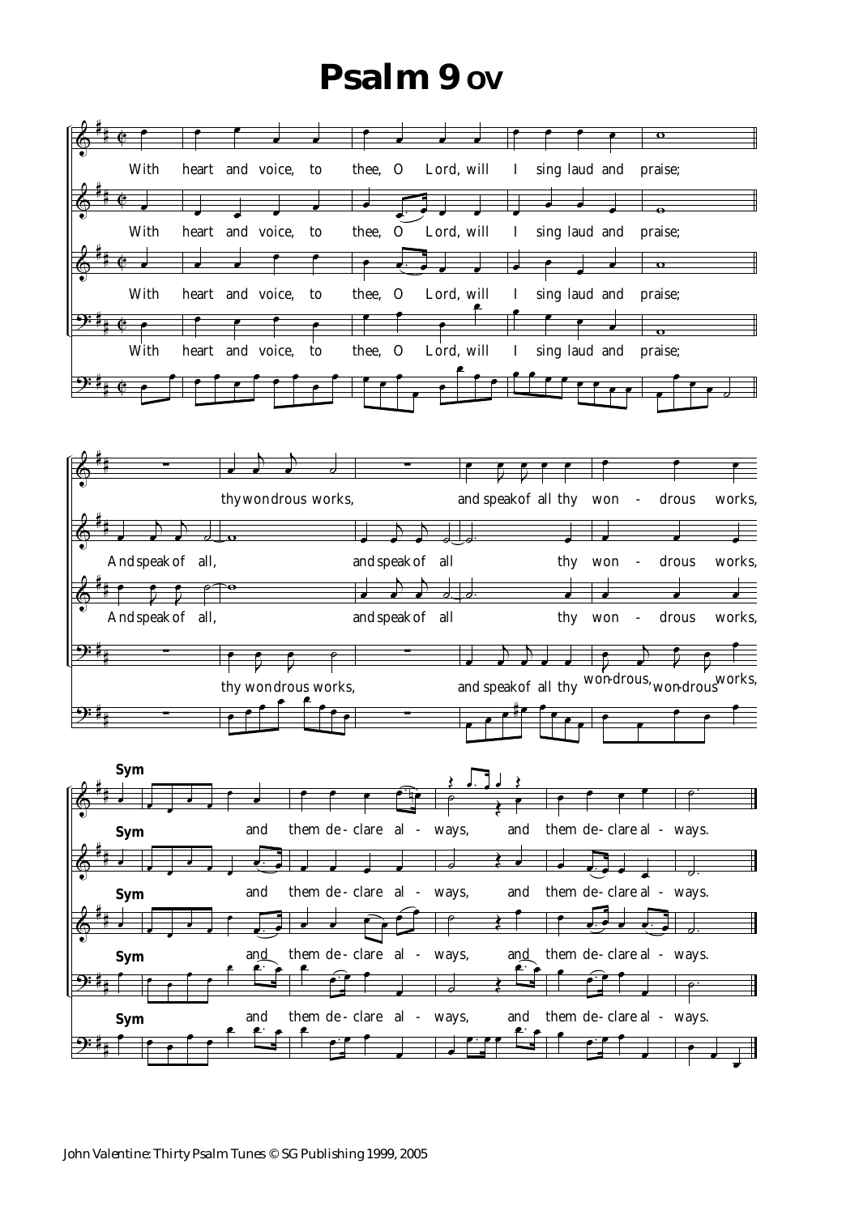# Psalm 9 ov

With heart and voice, to thee, O Lord, will I sing laud and praise;

thy wondrous works, and speak of all thy won - drous works,

And speak of all, and speak of all thy won - drous works,

thy wondrous works, and speak of all thy wondrous, wondrous works,

Sym and them de - clare al - ways, and them de - clare al - ways.

John Valentine: Thirty Psalm Tunes © SG Publishing 1999, 2005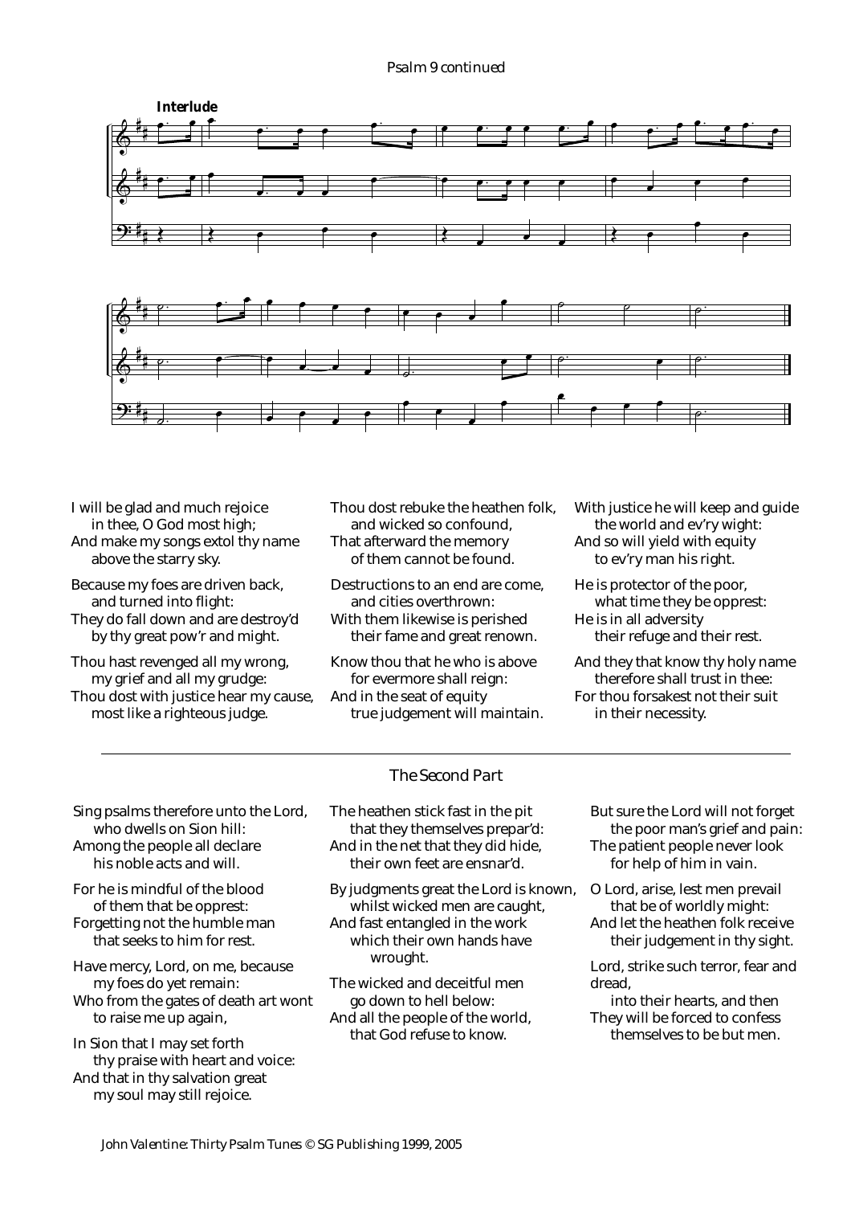*Psalm 9 continued*

**Interlude**

I will be glad and much rejoice
    in thee, O God most high;
And make my songs extol thy name
    above the starry sky.

Because my foes are driven back,
    and turned into flight:
They do fall down and are destroy'd
    by thy great pow'r and might.

Thou hast revenged all my wrong,
    my grief and all my grudge:
Thou dost with justice hear my cause,
    most like a righteous judge.

Thou dost rebuke the heathen folk,
    and wicked so confound,
That afterward the memory
    of them cannot be found.

Destructions to an end are come,
    and cities overthrown:
With them likewise is perished
    their fame and great renown.

Know thou that he who is above
    for evermore shall reign:
And in the seat of equity
    true judgement will maintain.

With justice he will keep and guide
    the world and ev'ry wight:
And so will yield with equity
    to ev'ry man his right.

He is protector of the poor,
    what time they be opprest:
He is in all adversity
    their refuge and their rest.

And they that know thy holy name
    therefore shall trust in thee:
For thou forsakest not their suit
    in their necessity.

---

*The Second Part*

Sing psalms therefore unto the Lord,
    who dwells on Sion hill:
Among the people all declare
    his noble acts and will.

For he is mindful of the blood
    of them that be opprest:
Forgetting not the humble man
    that seeks to him for rest.

Have mercy, Lord, on me, because
    my foes do yet remain:
Who from the gates of death art wont
    to raise me up again,

In Sion that I may set forth
    thy praise with heart and voice:
And that in thy salvation great
    my soul may still rejoice.

The heathen stick fast in the pit
    that they themselves prepar'd:
And in the net that they did hide,
    their own feet are ensnar'd.

By judgments great the Lord is known,
    whilst wicked men are caught,
And fast entangled in the work
    which their own hands have
        wrought.

The wicked and deceitful men
    go down to hell below:
And all the people of the world,
    that God refuse to know.

But sure the Lord will not forget
    the poor man's grief and pain:
The patient people never look
    for help of him in vain.

O Lord, arise, lest men prevail
    that be of worldly might:
And let the heathen folk receive
    their judgement in thy sight.

Lord, strike such terror, fear and
dread,
    into their hearts, and then
They will be forced to confess
    themselves to be but men.

*John Valentine: Thirty Psalm Tunes © SG Publishing 1999, 2005*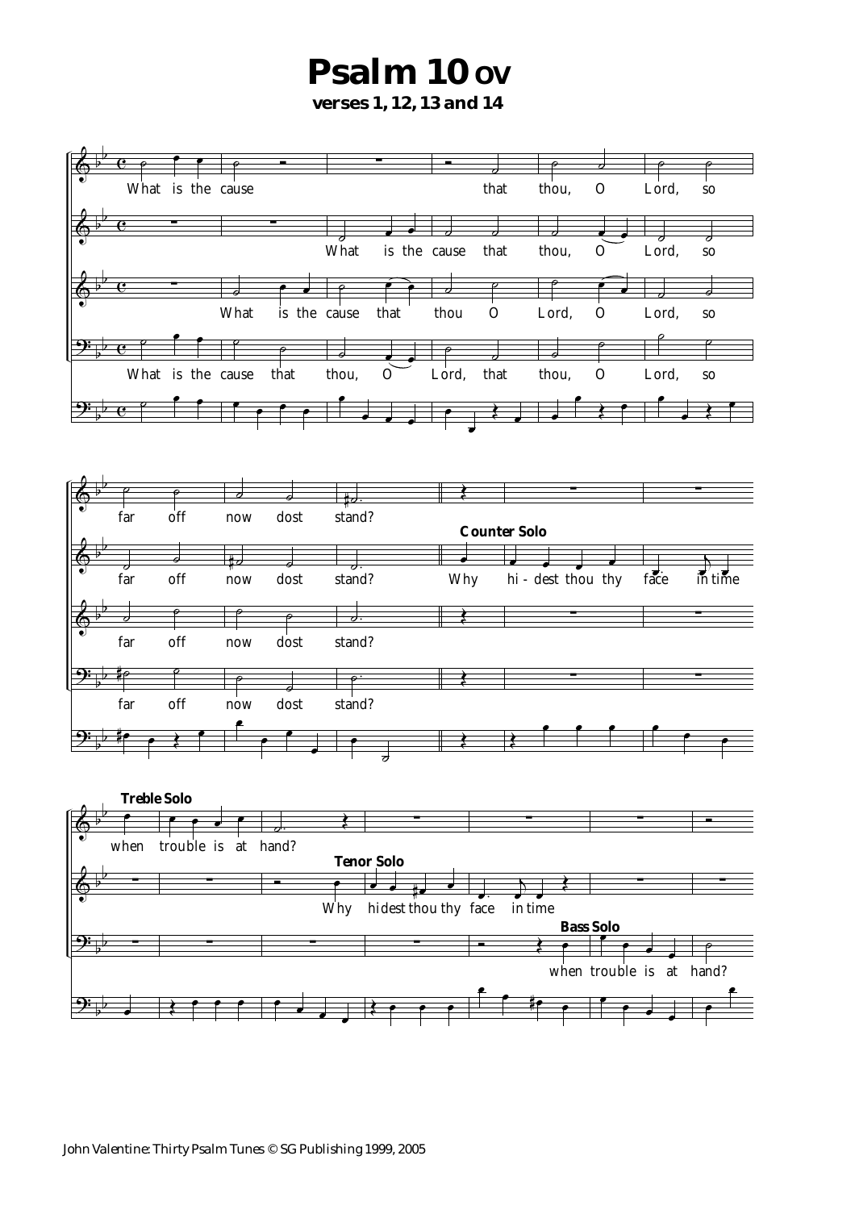# Psalm 10 OV

**verses 1, 12, 13 and 14**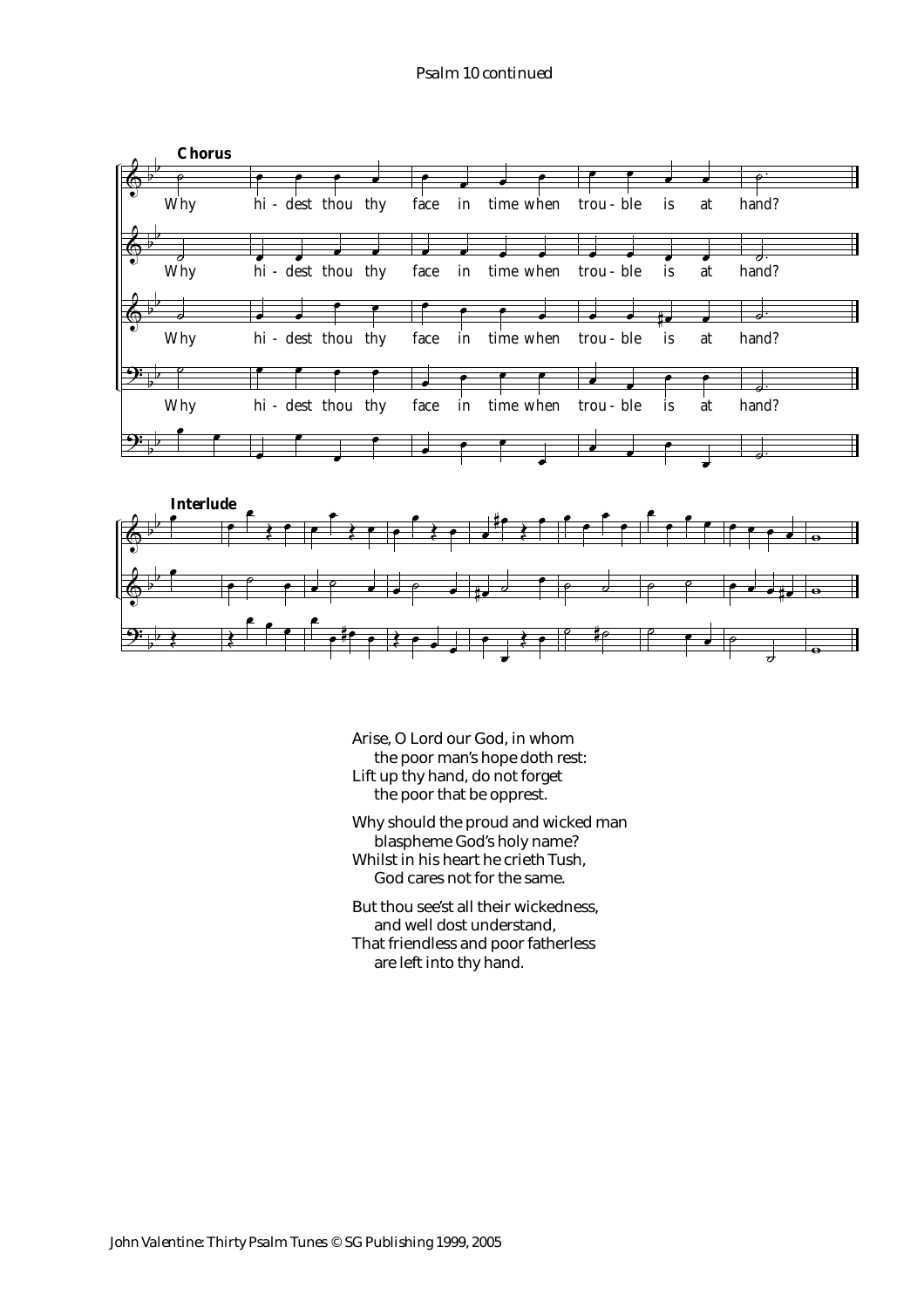**Chorus**

Why hi - dest thou thy face in time when trou - ble is at hand?

**Interlude**

Arise, O Lord our God, in whom
 the poor man's hope doth rest:
Lift up thy hand, do not forget
 the poor that be opprest.

Why should the proud and wicked man
 blaspheme God's holy name?
Whilst in his heart he crieth Tush,
 God cares not for the same.

But thou see'st all their wickedness,
 and well dost understand,
That friendless and poor fatherless
 are left into thy hand.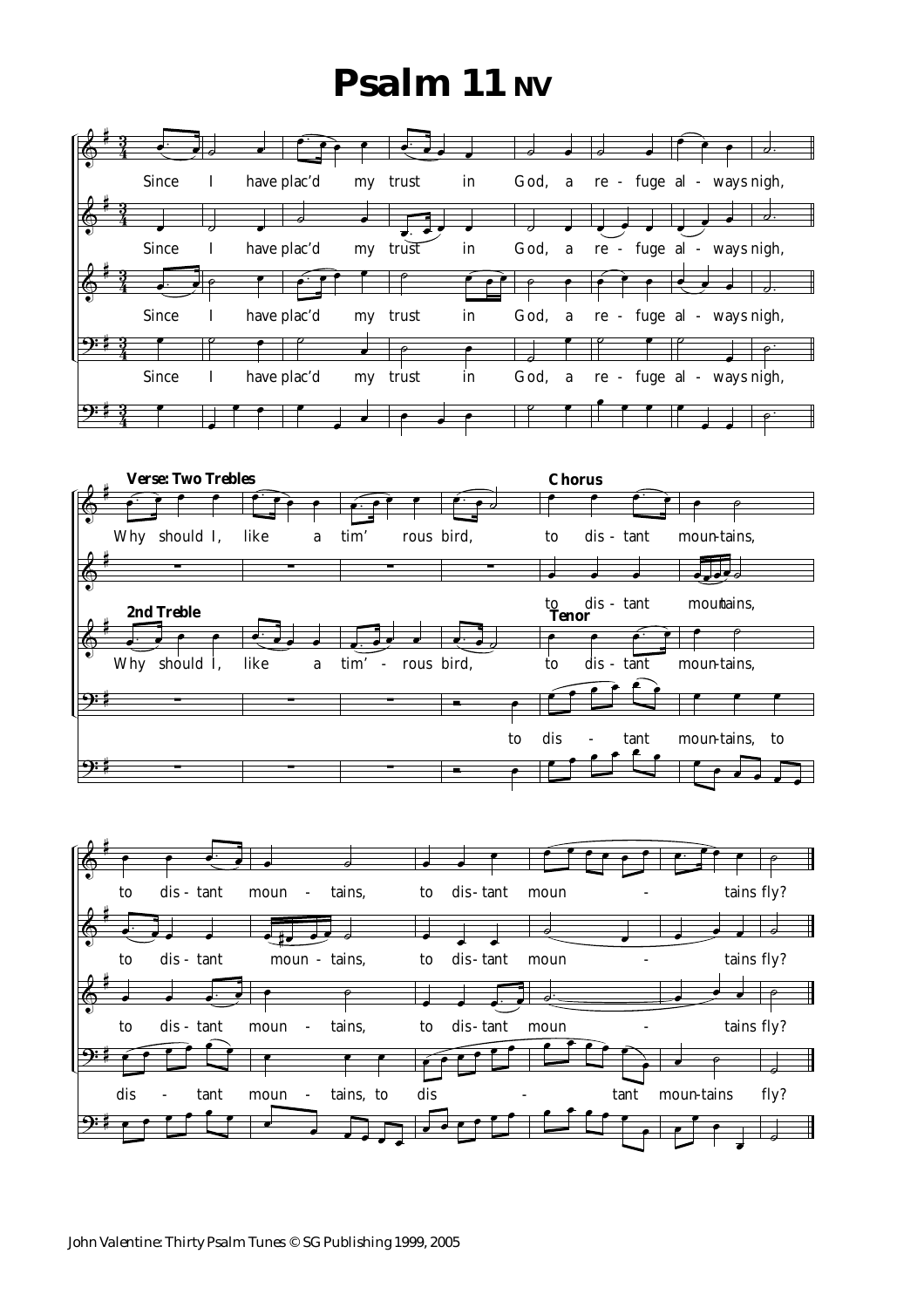# Psalm 11 NV

**Verse: Two Trebles**

**Chorus**

**2nd Treble**

**Tenor**

Since I have plac'd my trust in God, a re - fuge al - ways nigh,

Why should I, like a tim' rous bird, to dis - tant moun - tains, to dis - tant moun - tains, to dis - tant moun - tains fly?

John Valentine: Thirty Psalm Tunes © SG Publishing 1999, 2005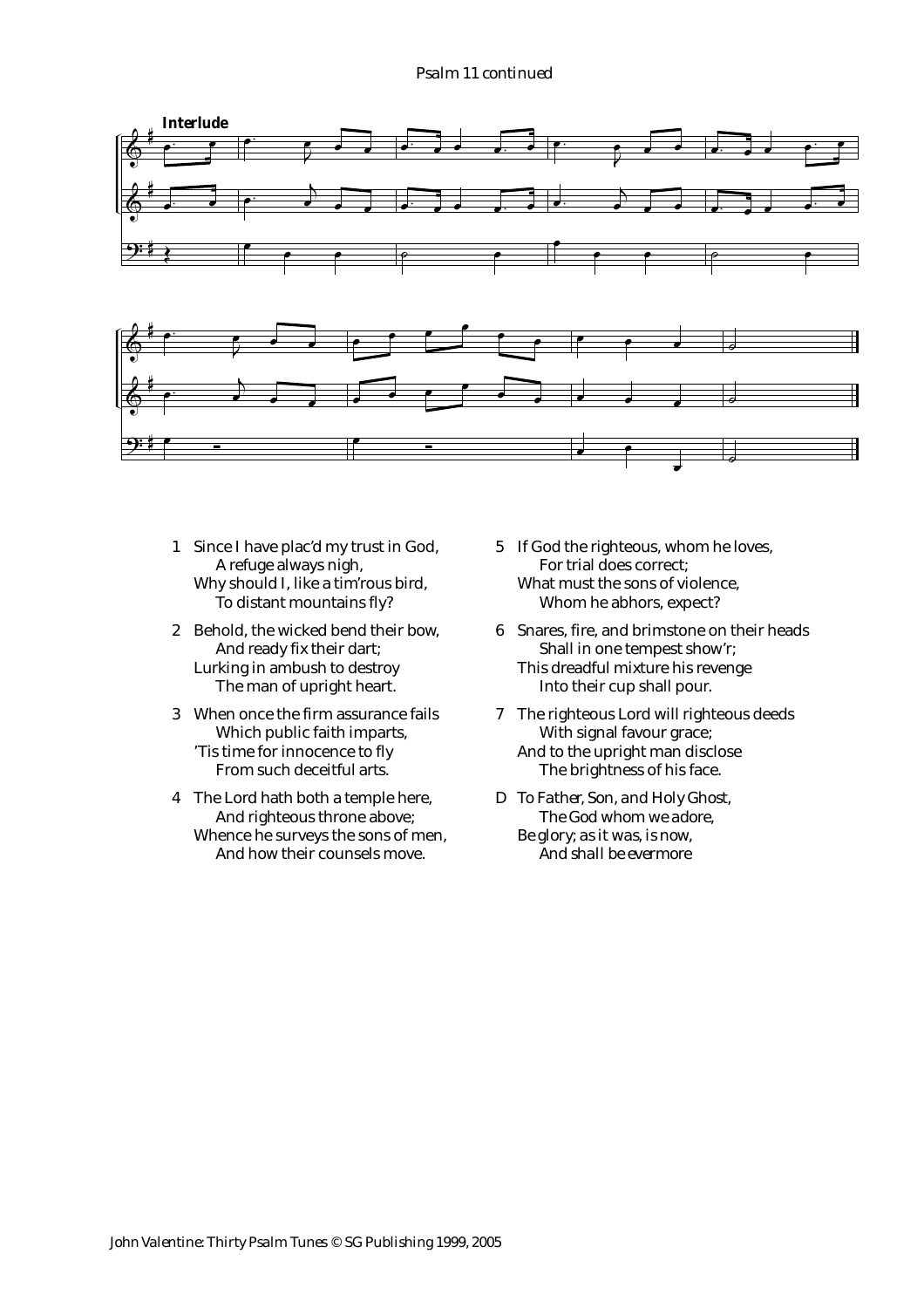**Interlude**

1 Since I have plac'd my trust in God,
   A refuge always nigh,
 Why should I, like a tim'rous bird,
   To distant mountains fly?

2 Behold, the wicked bend their bow,
   And ready fix their dart;
 Lurking in ambush to destroy
   The man of upright heart.

3 When once the firm assurance fails
   Which public faith imparts,
 'Tis time for innocence to fly
   From such deceitful arts.

4 The Lord hath both a temple here,
   And righteous throne above;
 Whence he surveys the sons of men,
   And how their counsels move.

5 If God the righteous, whom he loves,
   For trial does correct;
 What must the sons of violence,
   Whom he abhors, expect?

6 Snares, fire, and brimstone on their heads
   Shall in one tempest show'r;
 This dreadful mixture his revenge
   Into their cup shall pour.

7 The righteous Lord will righteous deeds
   With signal favour grace;
 And to the upright man disclose
   The brightness of his face.

D *To Father, Son, and Holy Ghost,*
   *The God whom we adore,*
 *Be glory; as it was, is now,*
   *And shall be evermore*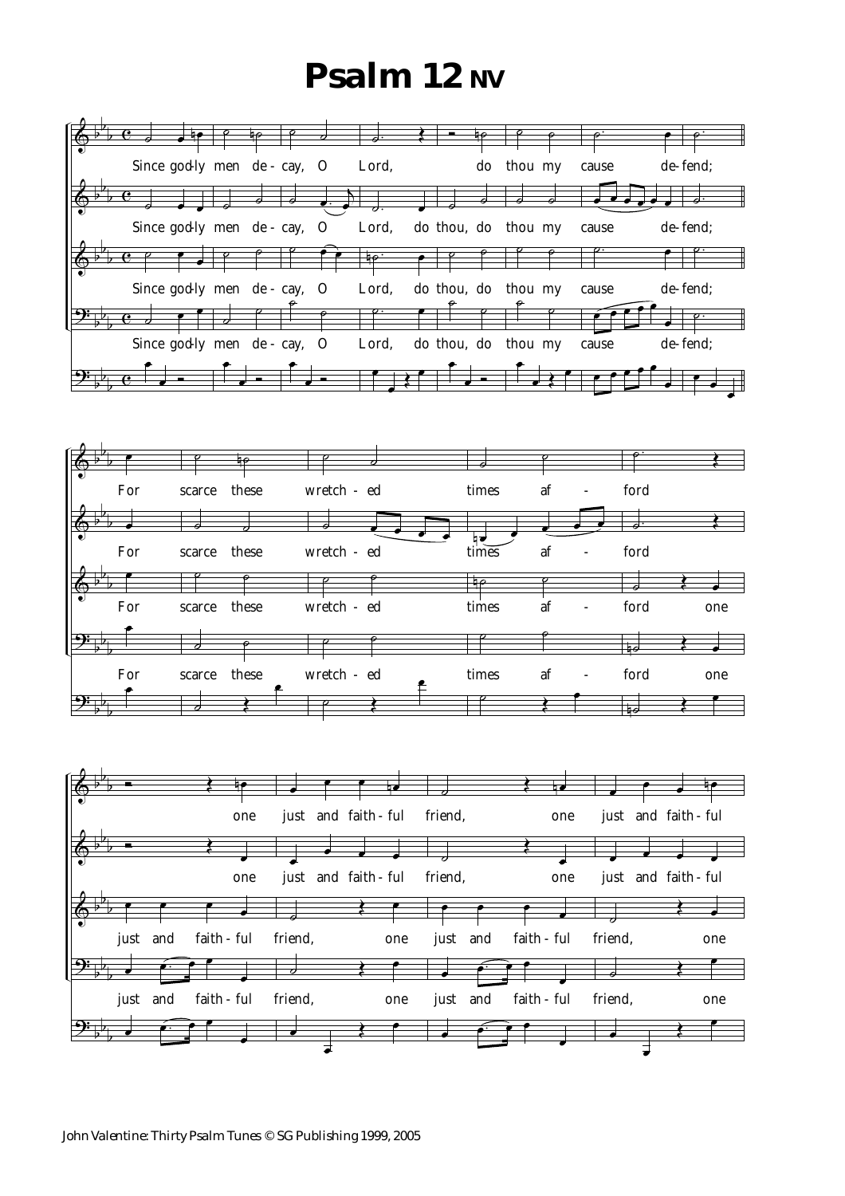# Psalm 12 NV

Since god-ly men de - cay, O Lord, do thou my cause de-fend;

Since god-ly men de - cay, O Lord, do thou, do thou my cause de-fend;

For scarce these wretch - ed times af - ford one just and faith - ful friend, one just and faith - ful

For scarce these wretch - ed times af - ford one just and faith - ful friend, one just and faith - ful friend, one

John Valentine: Thirty Psalm Tunes © SG Publishing 1999, 2005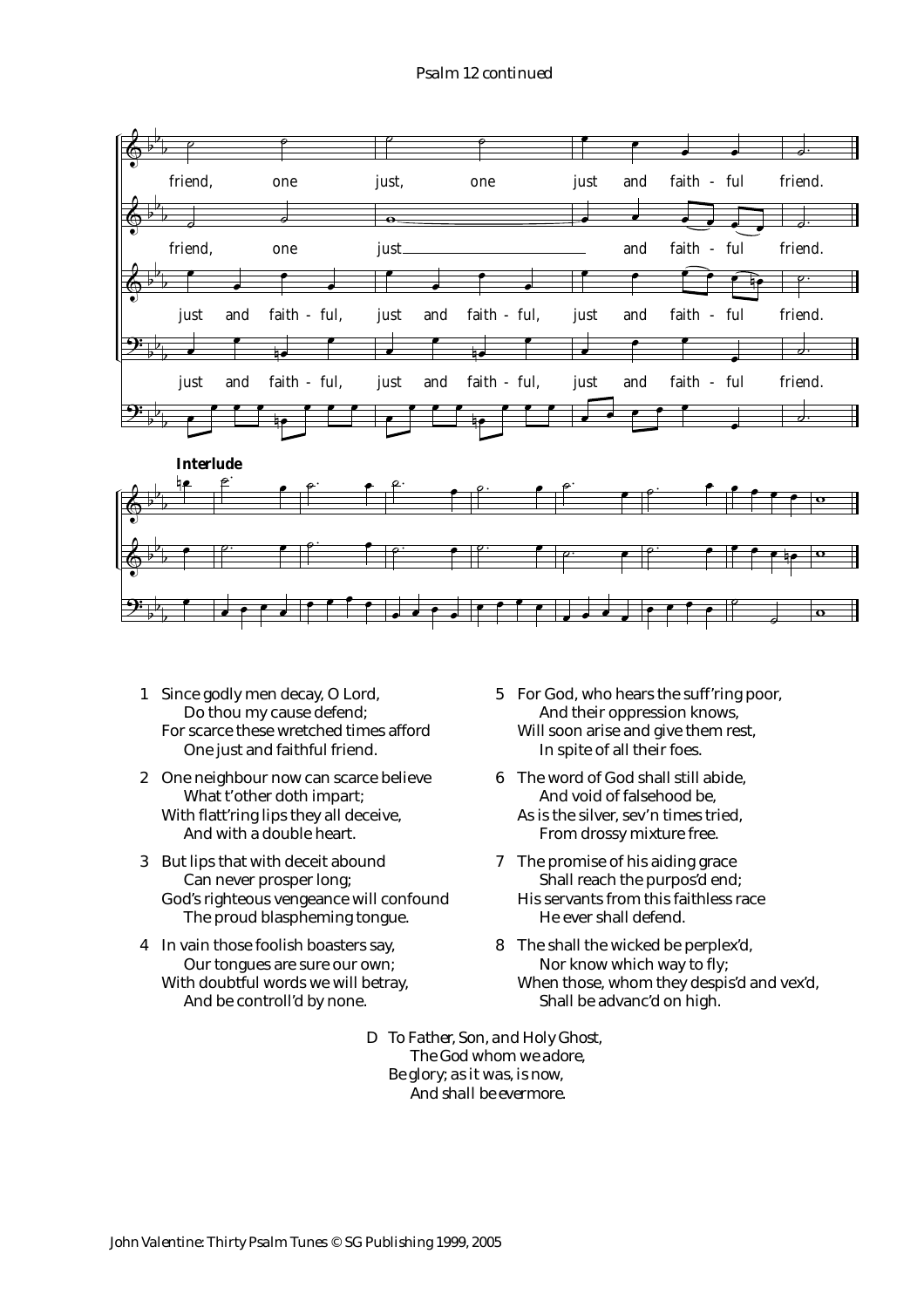friend, one just, one just and faith - ful friend.

friend, one just and faith - ful friend.

just and faith - ful, just and faith - ful, just and faith - ful friend.

just and faith - ful, just and faith - ful, just and faith - ful friend.

**Interlude**

1 Since godly men decay, O Lord,
Do thou my cause defend;
For scarce these wretched times afford
One just and faithful friend.

2 One neighbour now can scarce believe
What t'other doth impart;
With flatt'ring lips they all deceive,
And with a double heart.

3 But lips that with deceit abound
Can never prosper long;
God's righteous vengeance will confound
The proud blaspheming tongue.

4 In vain those foolish boasters say,
Our tongues are sure our own;
With doubtful words we will betray,
And be controll'd by none.

5 For God, who hears the suff'ring poor,
And their oppression knows,
Will soon arise and give them rest,
In spite of all their foes.

6 The word of God shall still abide,
And void of falsehood be,
As is the silver, sev'n times tried,
From drossy mixture free.

7 The promise of his aiding grace
Shall reach the purpos'd end;
His servants from this faithless race
He ever shall defend.

8 The shall the wicked be perplex'd,
Nor know which way to fly;
When those, whom they despis'd and vex'd,
Shall be advanc'd on high.

D *To Father, Son, and Holy Ghost,*
*The God whom we adore,*
*Be glory; as it was, is now,*
*And shall be evermore.*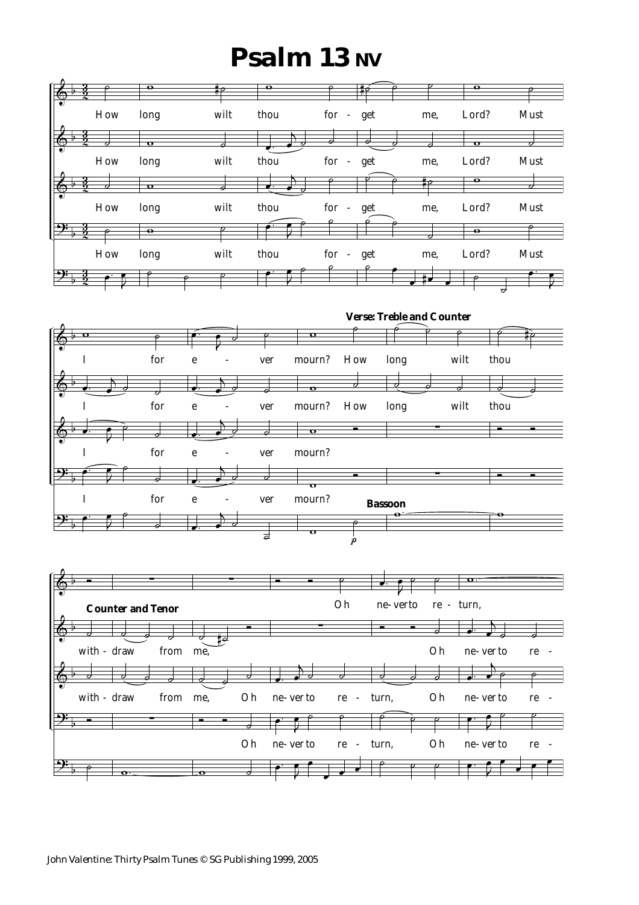# Psalm 13 NV

How long wilt thou for - get me, Lord? Must

I for e - ver mourn?

**Verse: Treble and Counter**

How long wilt thou

**Bassoon**

**Counter and Tenor**

with - draw from me,

Oh ne-ver to re - turn,

Oh ne-ver to re -

John Valentine: Thirty Psalm Tunes © SG Publishing 1999, 2005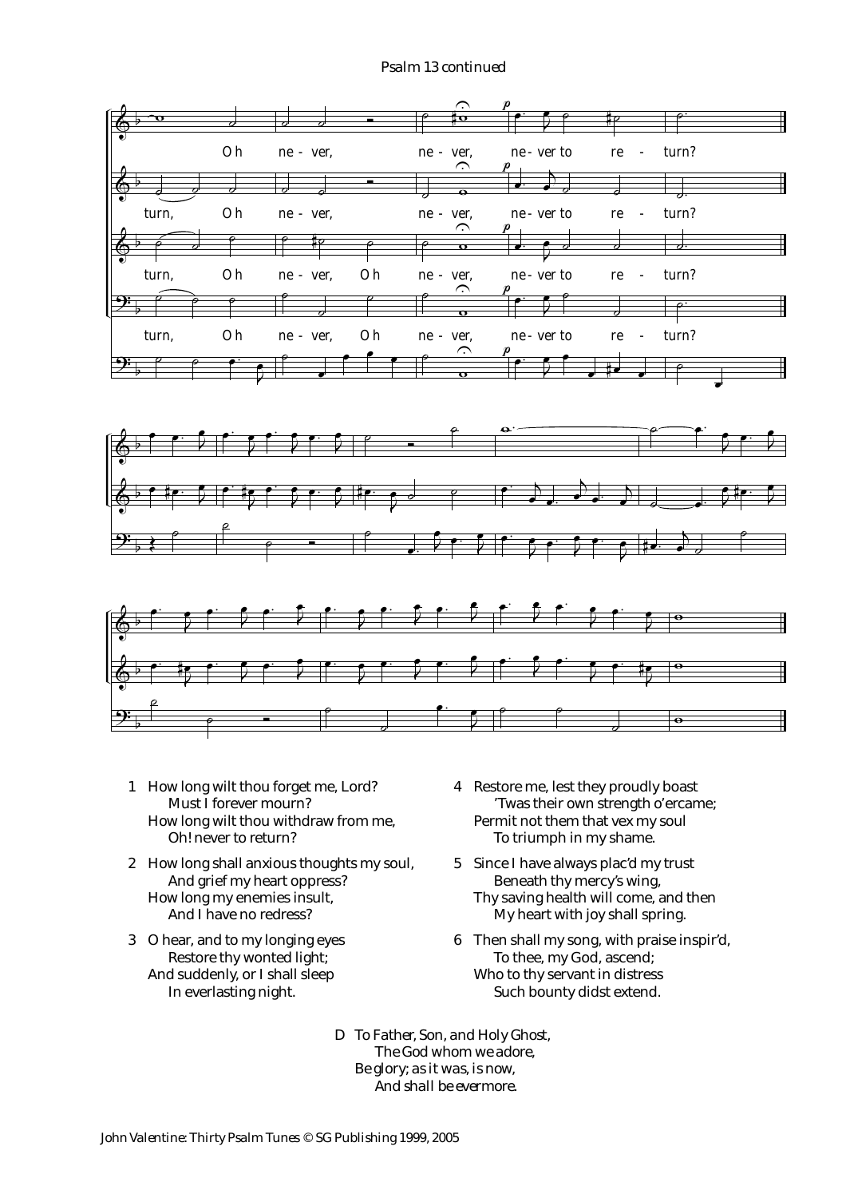Psalm 13 continued

Oh never, never, never to return?

turn, Oh never, never, never to return?

turn, Oh never, Oh never, never to return?

turn, Oh never, Oh never, never to return?

1. How long wilt thou forget me, Lord?
   Must I forever mourn?
   How long wilt thou withdraw from me,
   Oh! never to return?

2. How long shall anxious thoughts my soul,
   And grief my heart oppress?
   How long my enemies insult,
   And I have no redress?

3. O hear, and to my longing eyes
   Restore thy wonted light;
   And suddenly, or I shall sleep
   In everlasting night.

4. Restore me, lest they proudly boast
   'Twas their own strength o'ercame;
   Permit not them that vex my soul
   To triumph in my shame.

5. Since I have always plac'd my trust
   Beneath thy mercy's wing,
   Thy saving health will come, and then
   My heart with joy shall spring.

6. Then shall my song, with praise inspir'd,
   To thee, my God, ascend;
   Who to thy servant in distress
   Such bounty didst extend.

D *To Father, Son, and Holy Ghost,*
  *The God whom we adore,*
  *Be glory; as it was, is now,*
  *And shall be evermore.*

John Valentine: Thirty Psalm Tunes © SG Publishing 1999, 2005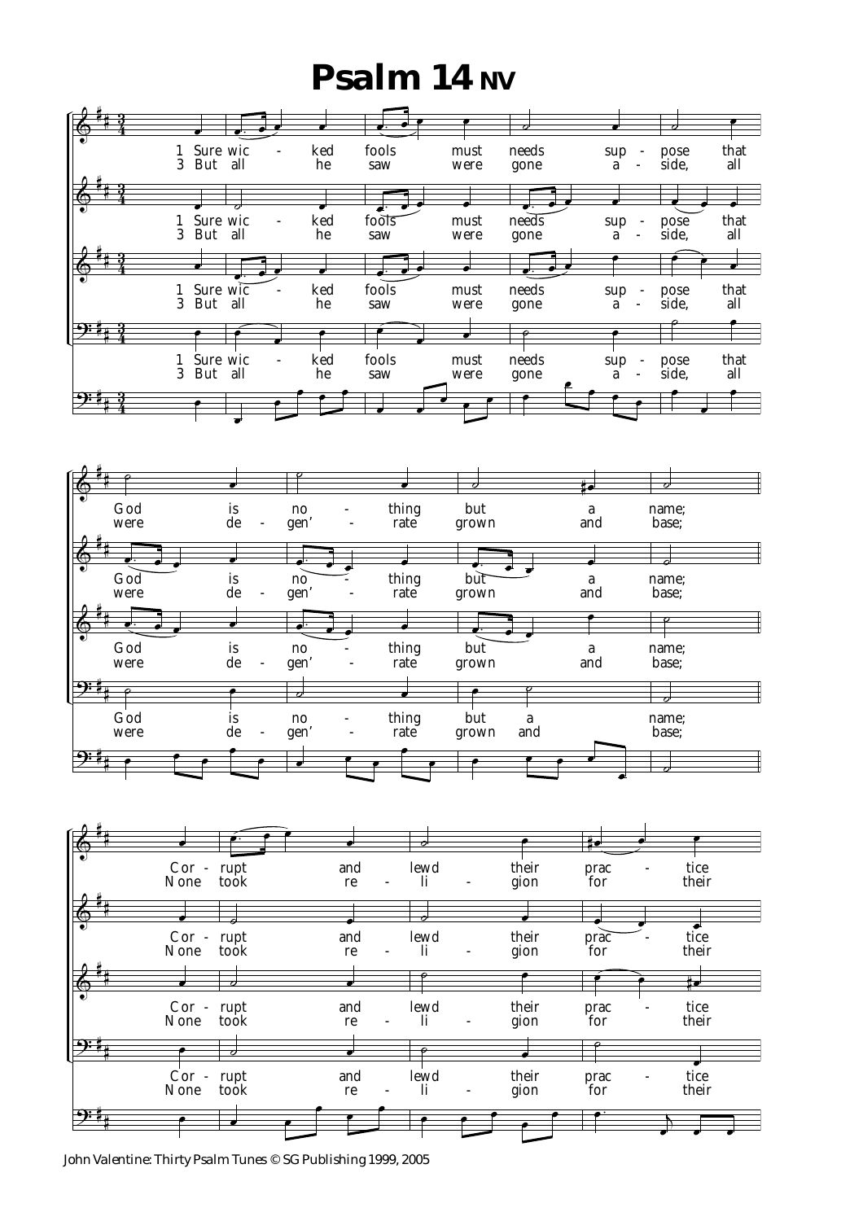# Psalm 14 NV

1 Sure wicked fools must needs suppose that God is nothing but a name;
Corrupt and lewd their practice

3 But all he saw were gone aside, all were degen'rate grown and base;
None took religion for their

John Valentine: Thirty Psalm Tunes © SG Publishing 1999, 2005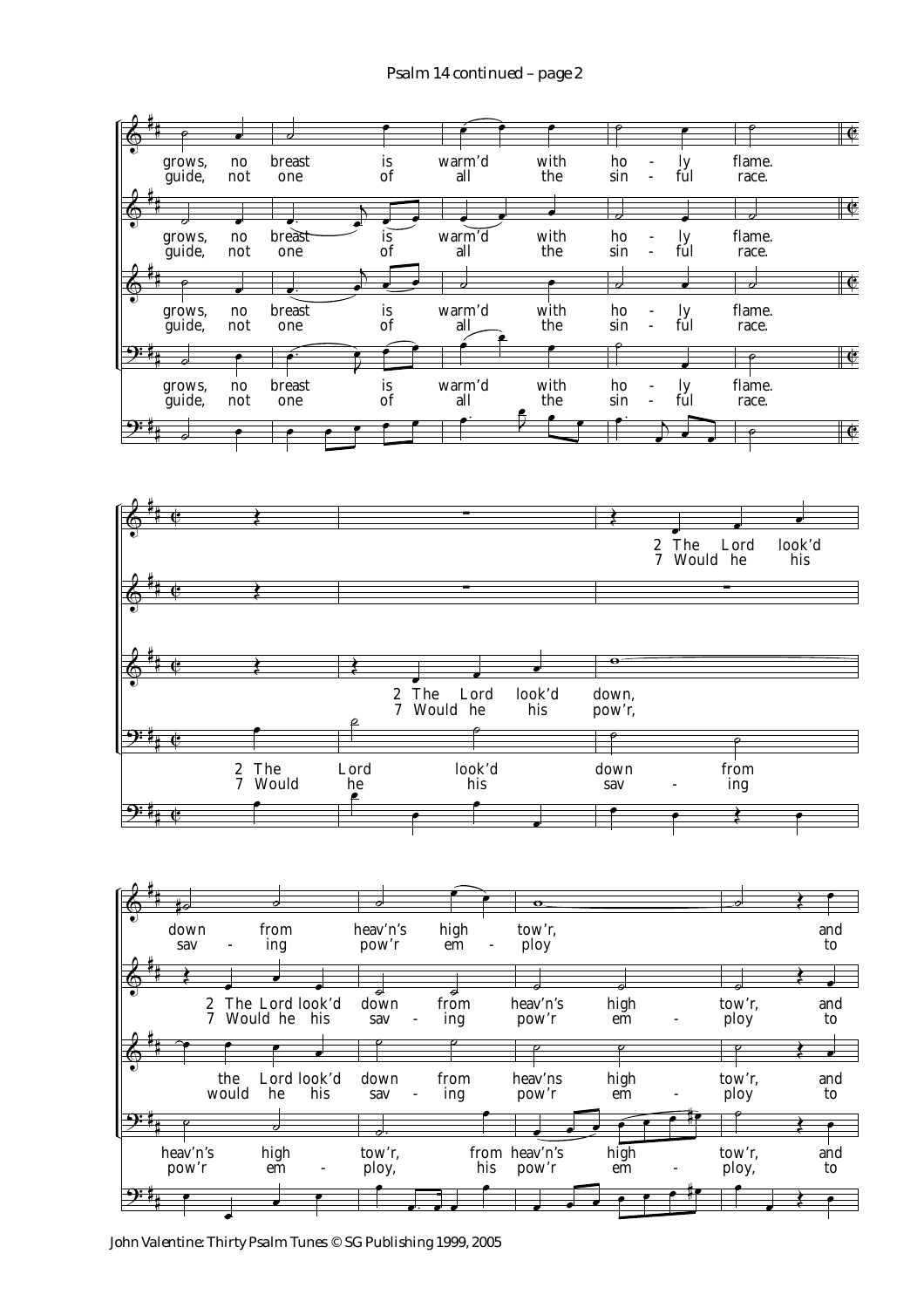Psalm 14 continued – page 2

grows, no breast is warm'd with ho - ly flame.
guide, not one of all the sin - ful race.

2 The Lord look'd down from heav'n's high tow'r, and
7 Would he his sav - ing pow'r em - ploy to

John Valentine: Thirty Psalm Tunes © SG Publishing 1999, 2005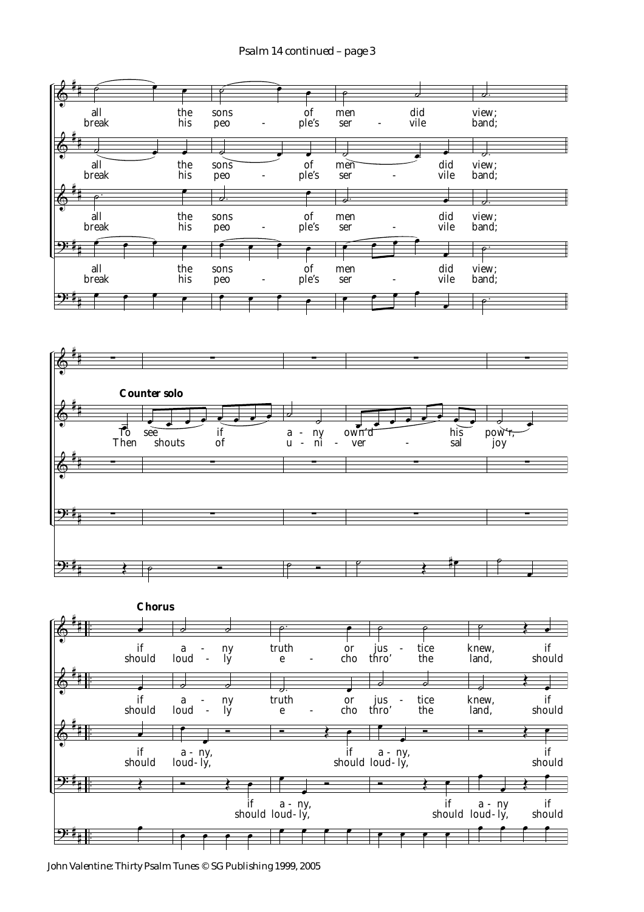Psalm 14 continued – page 3

all the sons of men did view;
break his peo - ple's ser - vile band;

**Counter solo**

To see if a - ny own'd his pow'r,
Then shouts of u - ni - ver - sal joy

**Chorus**

if a - ny truth or jus - tice knew, if
should loud - ly e - cho thro' the land, should

if a - ny, if a - ny, if
should loud-ly, should loud-ly, should

John Valentine: Thirty Psalm Tunes © SG Publishing 1999, 2005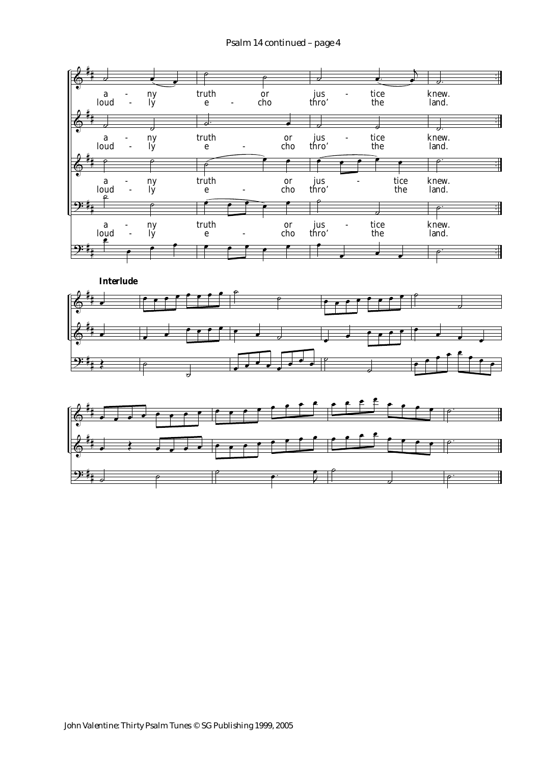a - ny truth or jus - tice knew.
loud - ly e - cho thro' the land.

**Interlude**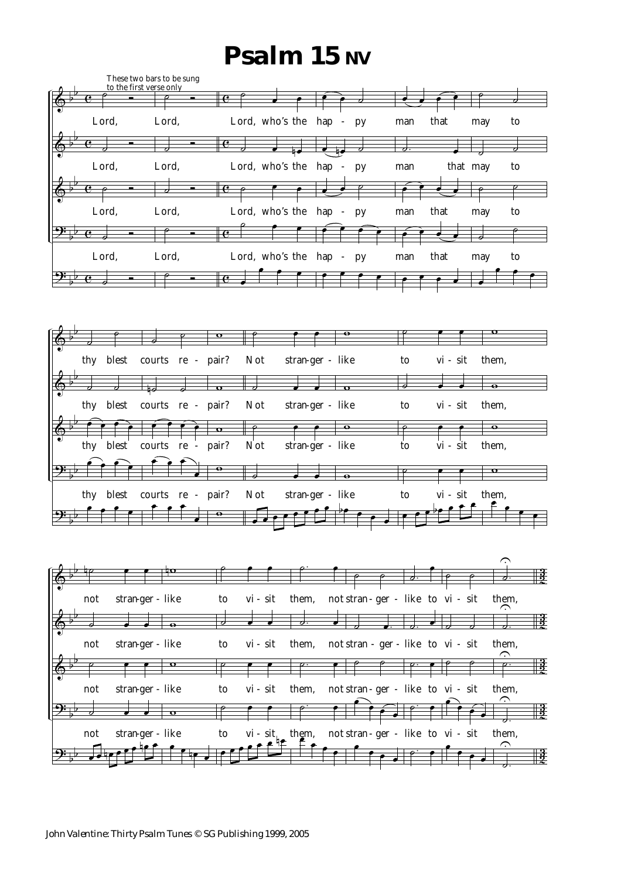# Psalm 15 NV

These two bars to be sung to the first verse only

Lord, Lord, Lord, who's the hap - py man that may to thy blest courts re - pair? Not stran-ger - like to vi - sit them, not stran-ger - like to vi - sit them, not stran - ger - like to vi - sit them,

John Valentine: Thirty Psalm Tunes © SG Publishing 1999, 2005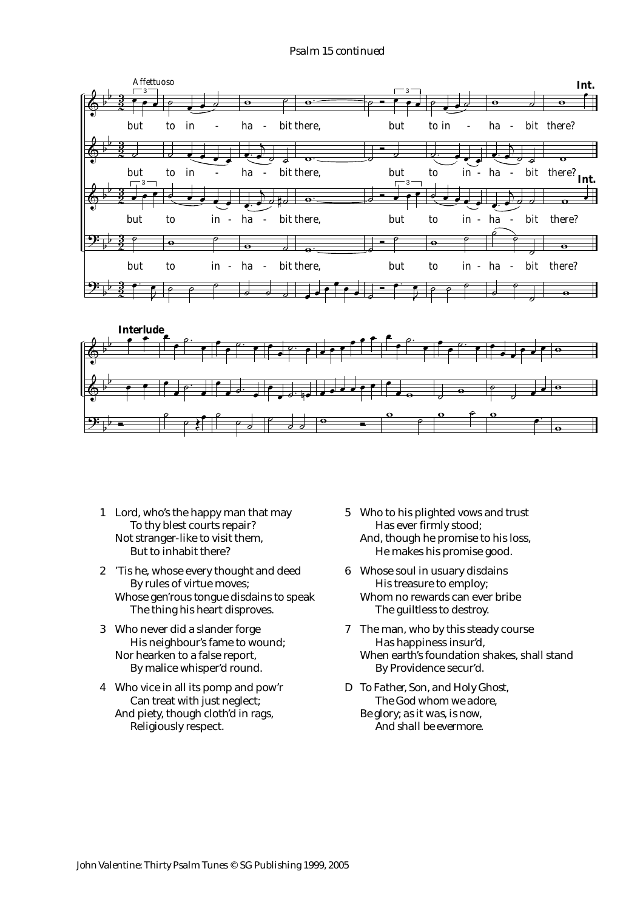Psalm 15 continued

Affettuoso

but to in - ha - bit there, but to in - ha - bit there?

Int.

Interlude

1 Lord, who's the happy man that may
To thy blest courts repair?
Not stranger-like to visit them,
But to inhabit there?

2 'Tis he, whose every thought and deed
By rules of virtue moves;
Whose gen'rous tongue disdains to speak
The thing his heart disproves.

3 Who never did a slander forge
His neighbour's fame to wound;
Nor hearken to a false report,
By malice whisper'd round.

4 Who vice in all its pomp and pow'r
Can treat with just neglect;
And piety, though cloth'd in rags,
Religiously respect.

5 Who to his plighted vows and trust
Has ever firmly stood;
And, though he promise to his loss,
He makes his promise good.

6 Whose soul in usuary disdains
His treasure to employ;
Whom no rewards can ever bribe
The guiltless to destroy.

7 The man, who by this steady course
Has happiness insur'd,
When earth's foundation shakes, shall stand
By Providence secur'd.

D To Father, Son, and Holy Ghost,
The God whom we adore,
Be glory; as it was, is now,
And shall be evermore.

John Valentine: Thirty Psalm Tunes © SG Publishing 1999, 2005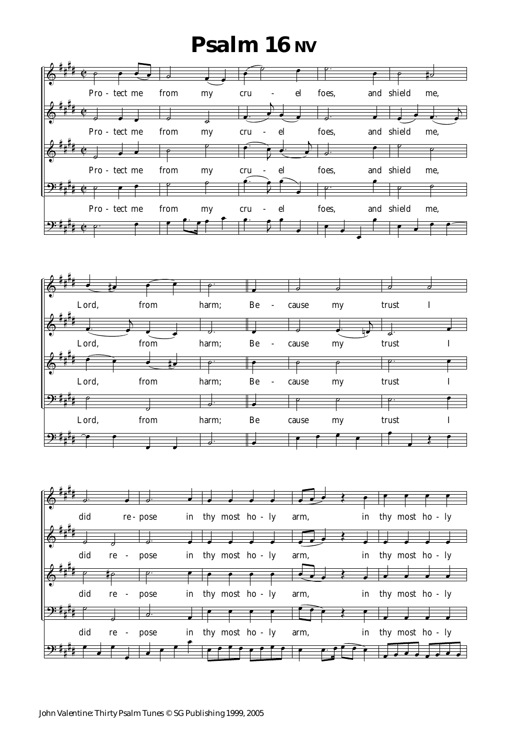# Psalm 16 NV

John Valentine: Thirty Psalm Tunes © SG Publishing 1999, 2005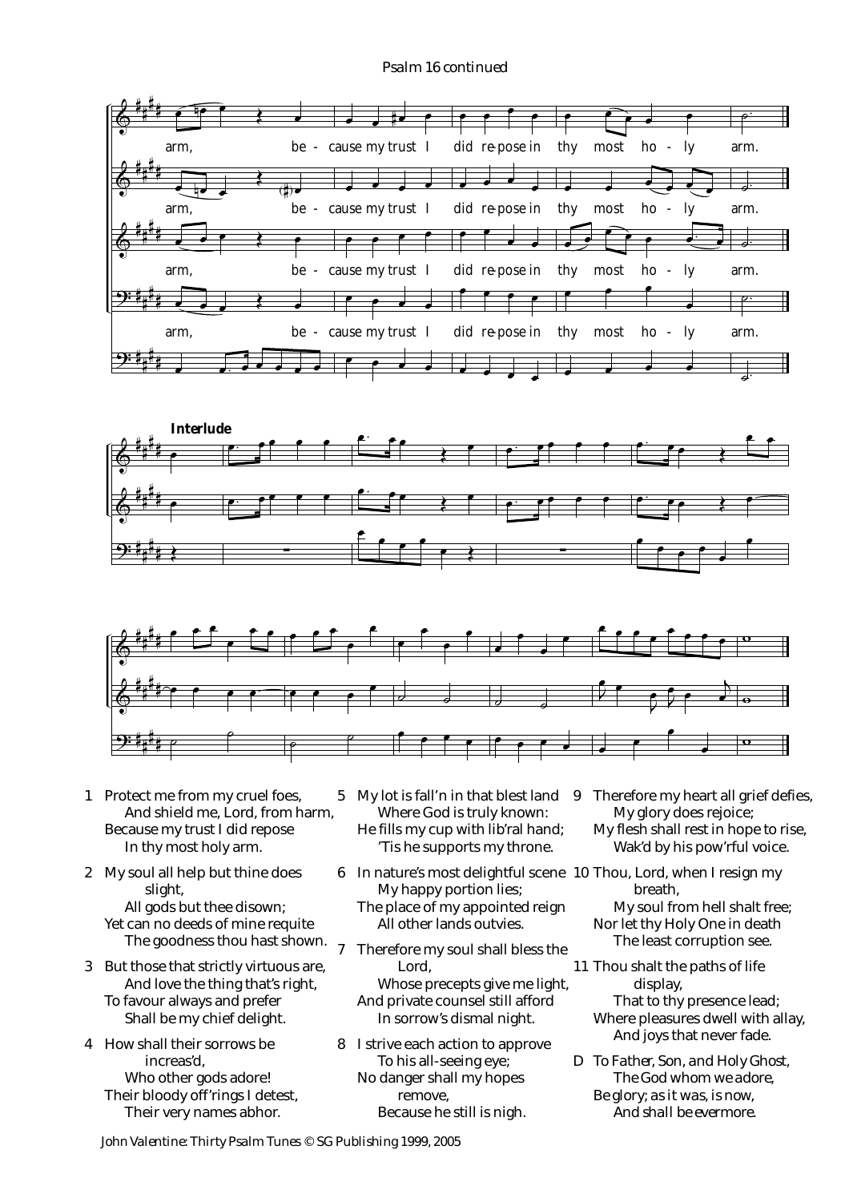*Psalm 16 continued*

arm, be - cause my trust I did re-pose in thy most ho - ly arm.

**Interlude**

1 Protect me from my cruel foes,
And shield me, Lord, from harm,
Because my trust I did repose
In thy most holy arm.

2 My soul all help but thine does slight,
All gods but thee disown;
Yet can no deeds of mine requite
The goodness thou hast shown.

3 But those that strictly virtuous are,
And love the thing that's right,
To favour always and prefer
Shall be my chief delight.

4 How shall their sorrows be increas'd,
Who other gods adore!
Their bloody off'rings I detest,
Their very names abhor.

5 My lot is fall'n in that blest land
Where God is truly known:
He fills my cup with lib'ral hand;
'Tis he supports my throne.

6 In nature's most delightful scene
My happy portion lies;
The place of my appointed reign
All other lands outvies.

7 Therefore my soul shall bless the Lord,
Whose precepts give me light,
And private counsel still afford
In sorrow's dismal night.

8 I strive each action to approve
To his all-seeing eye;
No danger shall my hopes remove,
Because he still is nigh.

9 Therefore my heart all grief defies,
My glory does rejoice;
My flesh shall rest in hope to rise,
Wak'd by his pow'rful voice.

10 Thou, Lord, when I resign my breath,
My soul from hell shalt free;
Nor let thy Holy One in death
The least corruption see.

11 Thou shalt the paths of life display,
That to thy presence lead;
Where pleasures dwell with allay,
And joys that never fade.

D *To Father, Son, and Holy Ghost,*
*The God whom we adore,*
*Be glory; as it was, is now,*
*And shall be evermore.*

*John Valentine: Thirty Psalm Tunes © SG Publishing 1999, 2005*